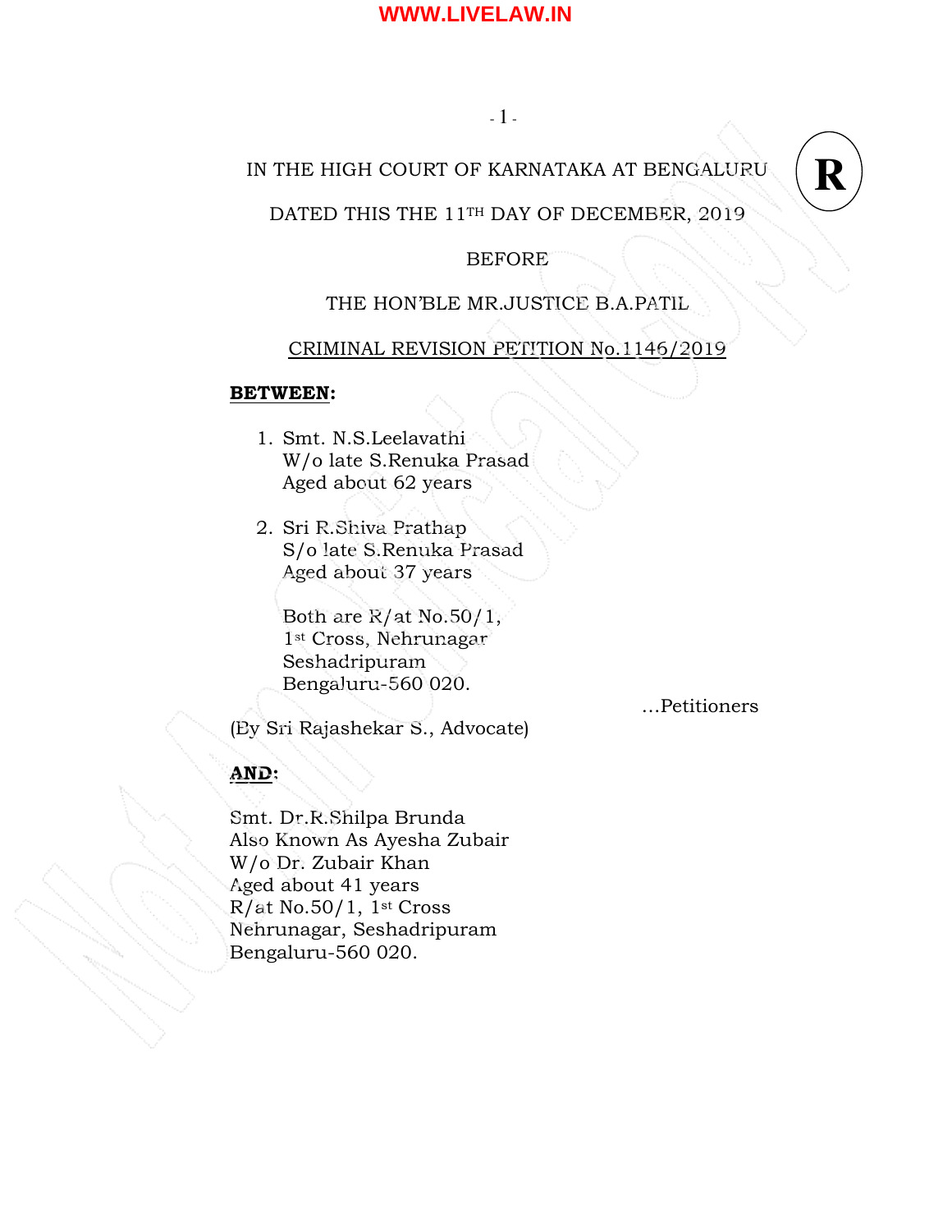IN THE HIGH COURT OF KARNATAKA AT BENGALURU

**R**

DATED THIS THE 11TH DAY OF DECEMBER, 2019

BEFORE

THE HON'BLE MR.JUSTICE B.A.PATIL

CRIMINAL REVISION PETITION No.1146/2019

**BETWEEN:**

1. Smt. N.S.Leelavathi
   W/o late S.Renuka Prasad
   Aged about 62 years

2. Sri R.Shiva Prathap
   S/o late S.Renuka Prasad
   Aged about 37 years

   Both are R/at No.50/1,
   1st Cross, Nehrunagar
   Seshadripuram
   Bengaluru-560 020.

...Petitioners

(By Sri Rajashekar S., Advocate)

**AND:**

Smt. Dr.R.Shilpa Brunda
Also Known As Ayesha Zubair
W/o Dr. Zubair Khan
Aged about 41 years
R/at No.50/1, 1st Cross
Nehrunagar, Seshadripuram
Bengaluru-560 020.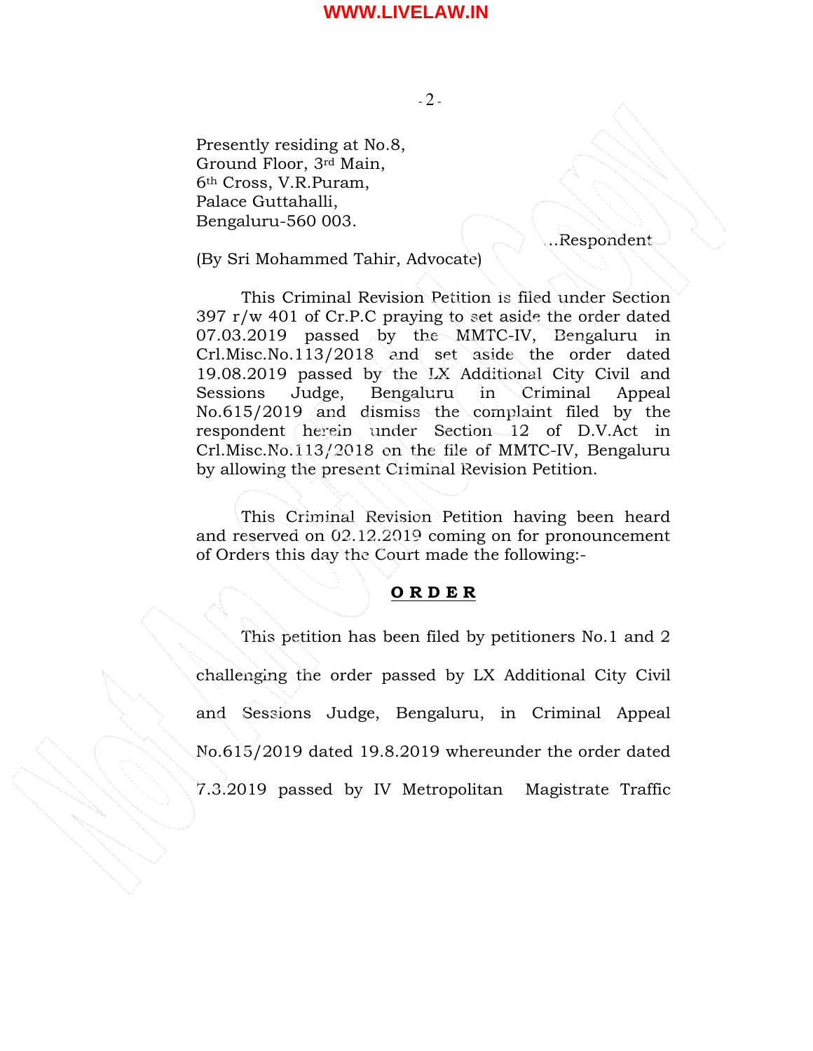Presently residing at No.8,
Ground Floor, 3rd Main,
6th Cross, V.R.Puram,
Palace Guttahalli,
Bengaluru-560 003.

...Respondent

(By Sri Mohammed Tahir, Advocate)

This Criminal Revision Petition is filed under Section 397 r/w 401 of Cr.P.C praying to set aside the order dated 07.03.2019 passed by the MMTC-IV, Bengaluru in Crl.Misc.No.113/2018 and set aside the order dated 19.08.2019 passed by the LX Additional City Civil and Sessions Judge, Bengaluru in Criminal Appeal No.615/2019 and dismiss the complaint filed by the respondent herein under Section 12 of D.V.Act in Crl.Misc.No.113/2018 on the file of MMTC-IV, Bengaluru by allowing the present Criminal Revision Petition.

This Criminal Revision Petition having been heard and reserved on 02.12.2019 coming on for pronouncement of Orders this day the Court made the following:-

## ORDER

This petition has been filed by petitioners No.1 and 2 challenging the order passed by LX Additional City Civil and Sessions Judge, Bengaluru, in Criminal Appeal No.615/2019 dated 19.8.2019 whereunder the order dated 7.3.2019 passed by IV Metropolitan Magistrate Traffic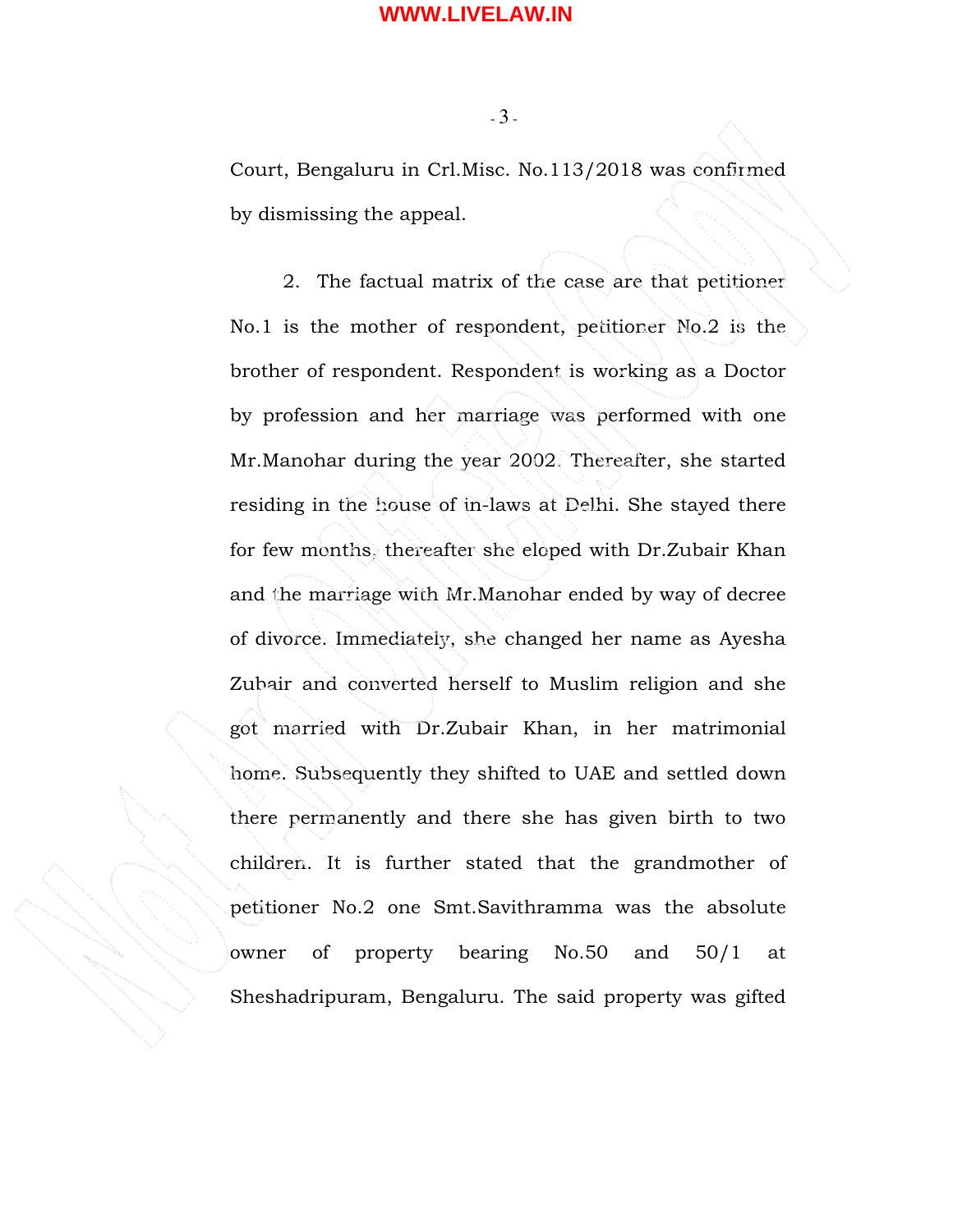Court, Bengaluru in Crl.Misc. No.113/2018 was confirmed by dismissing the appeal.

2. The factual matrix of the case are that petitioner No.1 is the mother of respondent, petitioner No.2 is the brother of respondent. Respondent is working as a Doctor by profession and her marriage was performed with one Mr.Manohar during the year 2002. Thereafter, she started residing in the house of in-laws at Delhi. She stayed there for few months, thereafter she eloped with Dr.Zubair Khan and the marriage with Mr.Manohar ended by way of decree of divorce. Immediately, she changed her name as Ayesha Zubair and converted herself to Muslim religion and she got married with Dr.Zubair Khan, in her matrimonial home. Subsequently they shifted to UAE and settled down there permanently and there she has given birth to two children. It is further stated that the grandmother of petitioner No.2 one Smt.Savithramma was the absolute owner of property bearing No.50 and 50/1 at Sheshadripuram, Bengaluru. The said property was gifted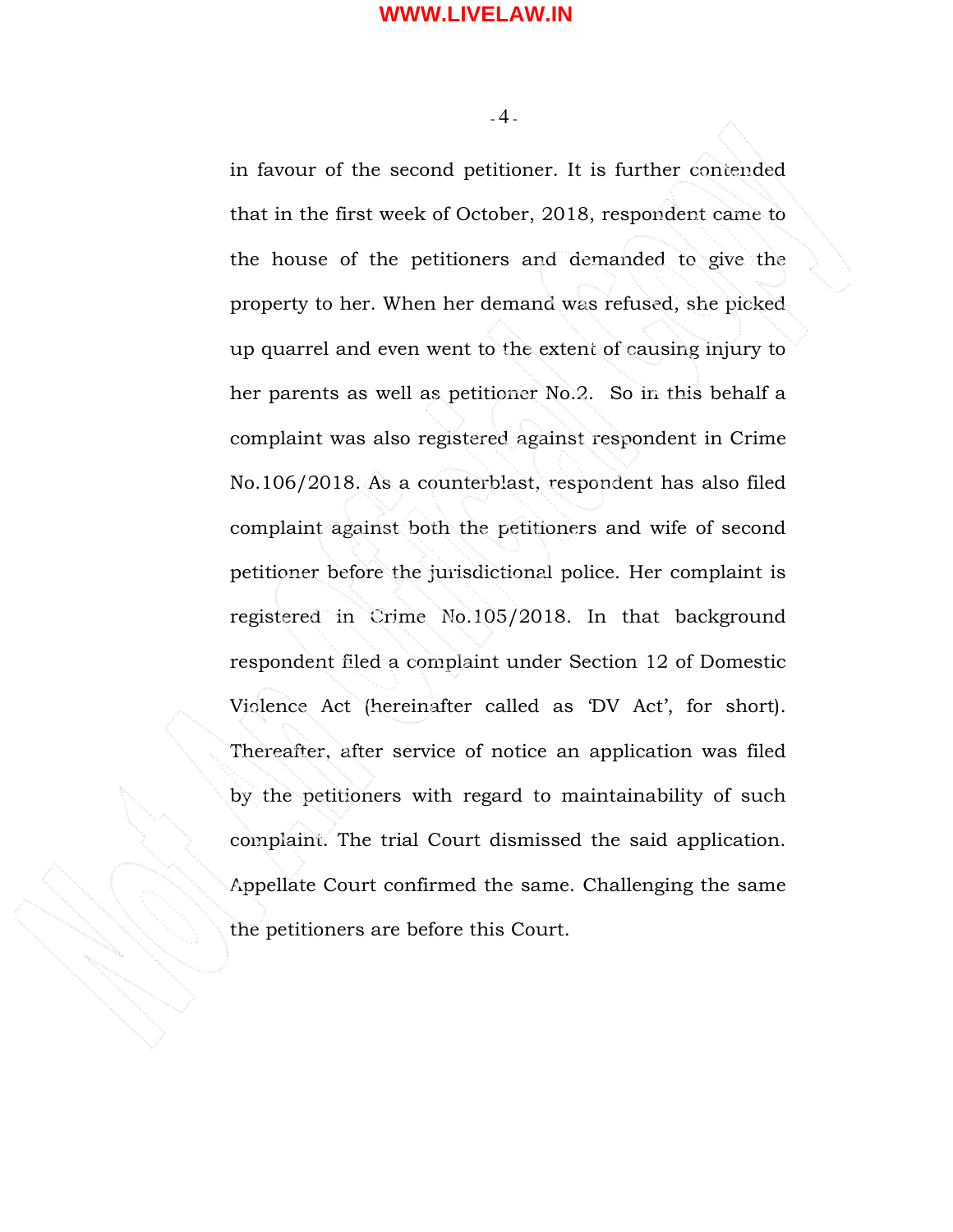in favour of the second petitioner. It is further contended that in the first week of October, 2018, respondent came to the house of the petitioners and demanded to give the property to her. When her demand was refused, she picked up quarrel and even went to the extent of causing injury to her parents as well as petitioner No.2. So in this behalf a complaint was also registered against respondent in Crime No.106/2018. As a counterblast, respondent has also filed complaint against both the petitioners and wife of second petitioner before the jurisdictional police. Her complaint is registered in Crime No.105/2018. In that background respondent filed a complaint under Section 12 of Domestic Violence Act (hereinafter called as 'DV Act', for short). Thereafter, after service of notice an application was filed by the petitioners with regard to maintainability of such complaint. The trial Court dismissed the said application. Appellate Court confirmed the same. Challenging the same the petitioners are before this Court.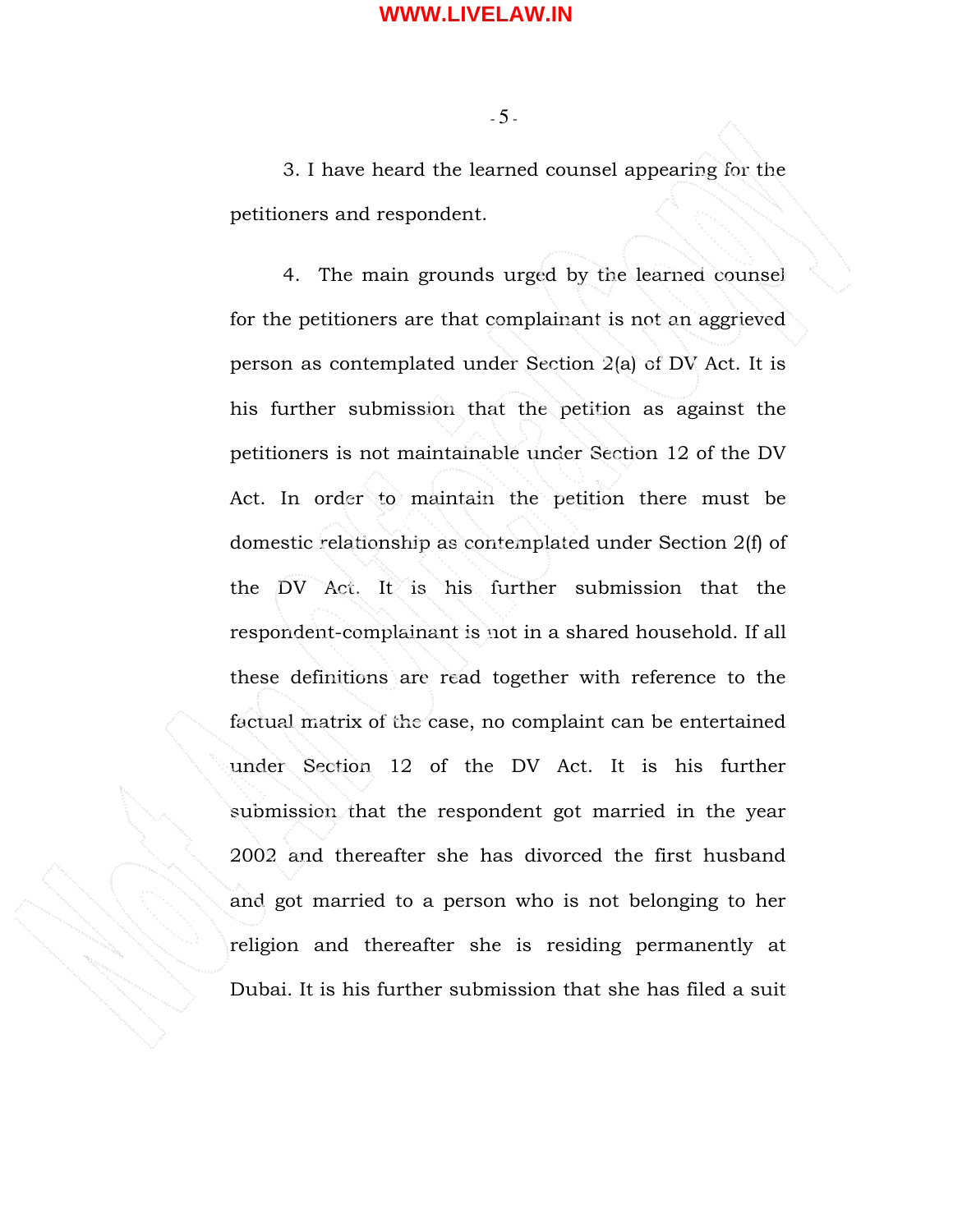3. I have heard the learned counsel appearing for the petitioners and respondent.

4. The main grounds urged by the learned counsel for the petitioners are that complainant is not an aggrieved person as contemplated under Section 2(a) of DV Act. It is his further submission that the petition as against the petitioners is not maintainable under Section 12 of the DV Act. In order to maintain the petition there must be domestic relationship as contemplated under Section 2(f) of the DV Act. It is his further submission that the respondent-complainant is not in a shared household. If all these definitions are read together with reference to the factual matrix of the case, no complaint can be entertained under Section 12 of the DV Act. It is his further submission that the respondent got married in the year 2002 and thereafter she has divorced the first husband and got married to a person who is not belonging to her religion and thereafter she is residing permanently at Dubai. It is his further submission that she has filed a suit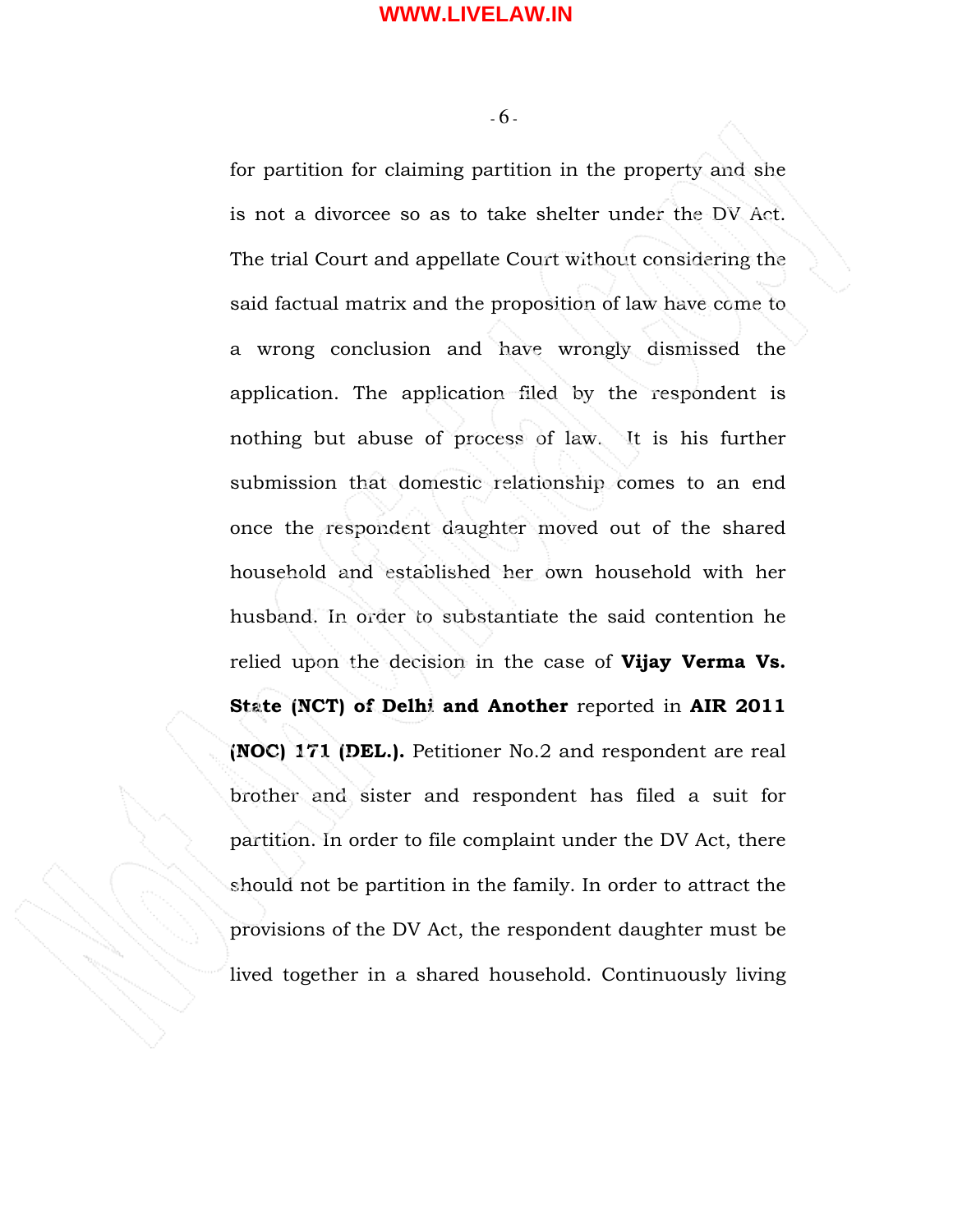for partition for claiming partition in the property and she is not a divorcee so as to take shelter under the DV Act. The trial Court and appellate Court without considering the said factual matrix and the proposition of law have come to a wrong conclusion and have wrongly dismissed the application. The application filed by the respondent is nothing but abuse of process of law. It is his further submission that domestic relationship comes to an end once the respondent daughter moved out of the shared household and established her own household with her husband. In order to substantiate the said contention he relied upon the decision in the case of **Vijay Verma Vs. State (NCT) of Delhi and Another** reported in **AIR 2011 (NOC) 171 (DEL.).** Petitioner No.2 and respondent are real brother and sister and respondent has filed a suit for partition. In order to file complaint under the DV Act, there should not be partition in the family. In order to attract the provisions of the DV Act, the respondent daughter must be lived together in a shared household. Continuously living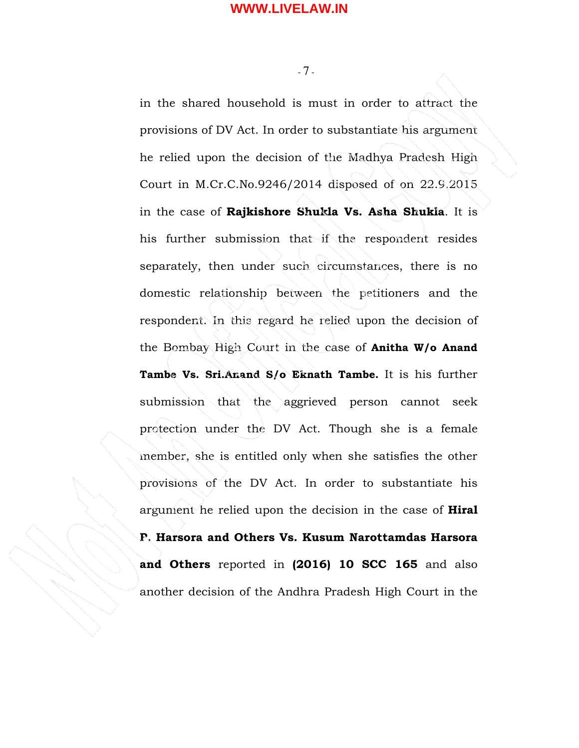in the shared household is must in order to attract the provisions of DV Act. In order to substantiate his argument he relied upon the decision of the Madhya Pradesh High Court in M.Cr.C.No.9246/2014 disposed of on 22.9.2015 in the case of **Rajkishore Shukla Vs. Asha Shukla**. It is his further submission that if the respondent resides separately, then under such circumstances, there is no domestic relationship between the petitioners and the respondent. In this regard he relied upon the decision of the Bombay High Court in the case of **Anitha W/o Anand Tambe Vs. Sri.Anand S/o Eknath Tambe.** It is his further submission that the aggrieved person cannot seek protection under the DV Act. Though she is a female member, she is entitled only when she satisfies the other provisions of the DV Act. In order to substantiate his argument he relied upon the decision in the case of **Hiral P. Harsora and Others Vs. Kusum Narottamdas Harsora and Others** reported in **(2016) 10 SCC 165** and also another decision of the Andhra Pradesh High Court in the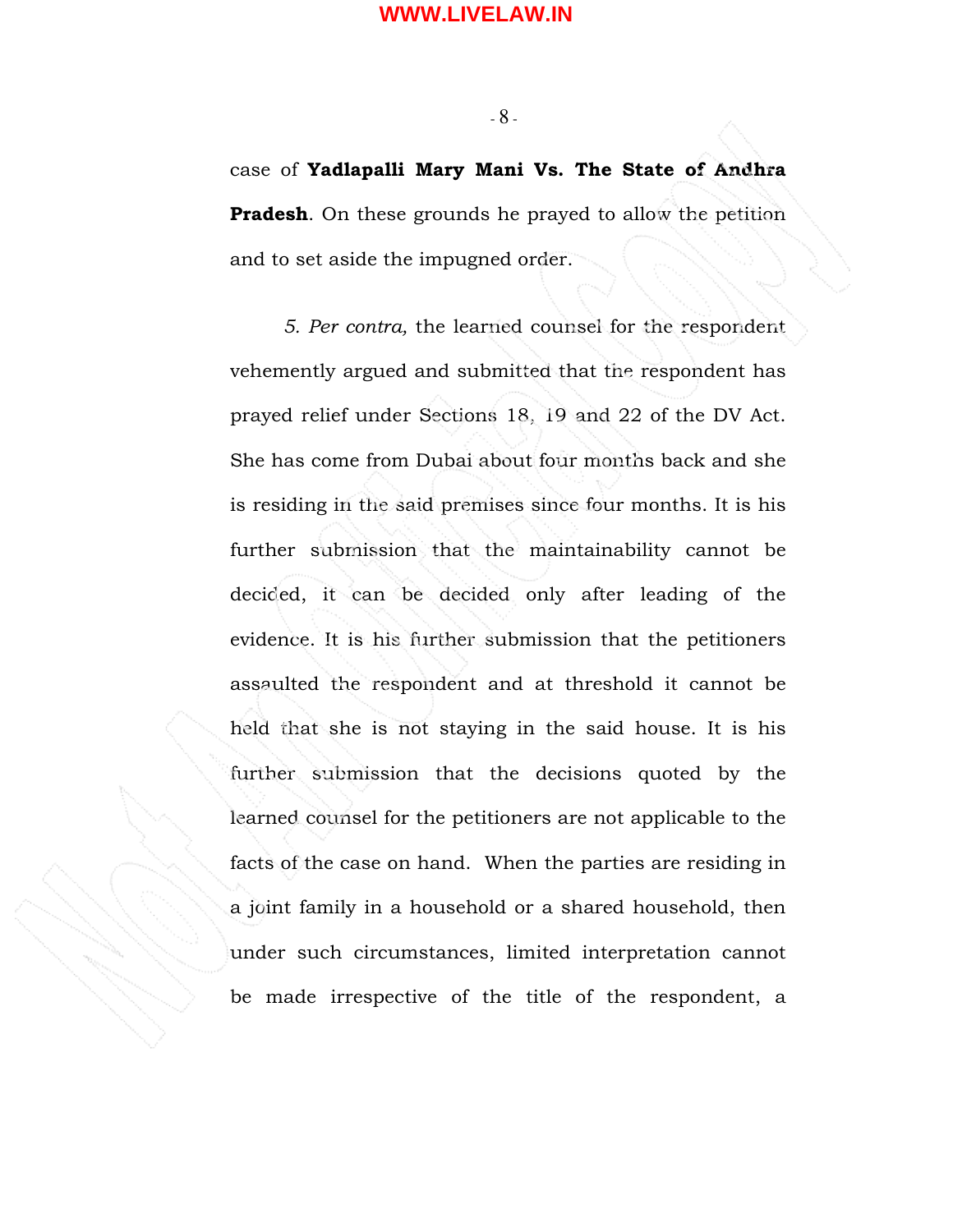case of **Yadlapalli Mary Mani Vs. The State of Andhra Pradesh**. On these grounds he prayed to allow the petition and to set aside the impugned order.

5. *Per contra,* the learned counsel for the respondent vehemently argued and submitted that the respondent has prayed relief under Sections 18, 19 and 22 of the DV Act. She has come from Dubai about four months back and she is residing in the said premises since four months. It is his further submission that the maintainability cannot be decided, it can be decided only after leading of the evidence. It is his further submission that the petitioners assaulted the respondent and at threshold it cannot be held that she is not staying in the said house. It is his further submission that the decisions quoted by the learned counsel for the petitioners are not applicable to the facts of the case on hand. When the parties are residing in a joint family in a household or a shared household, then under such circumstances, limited interpretation cannot be made irrespective of the title of the respondent, a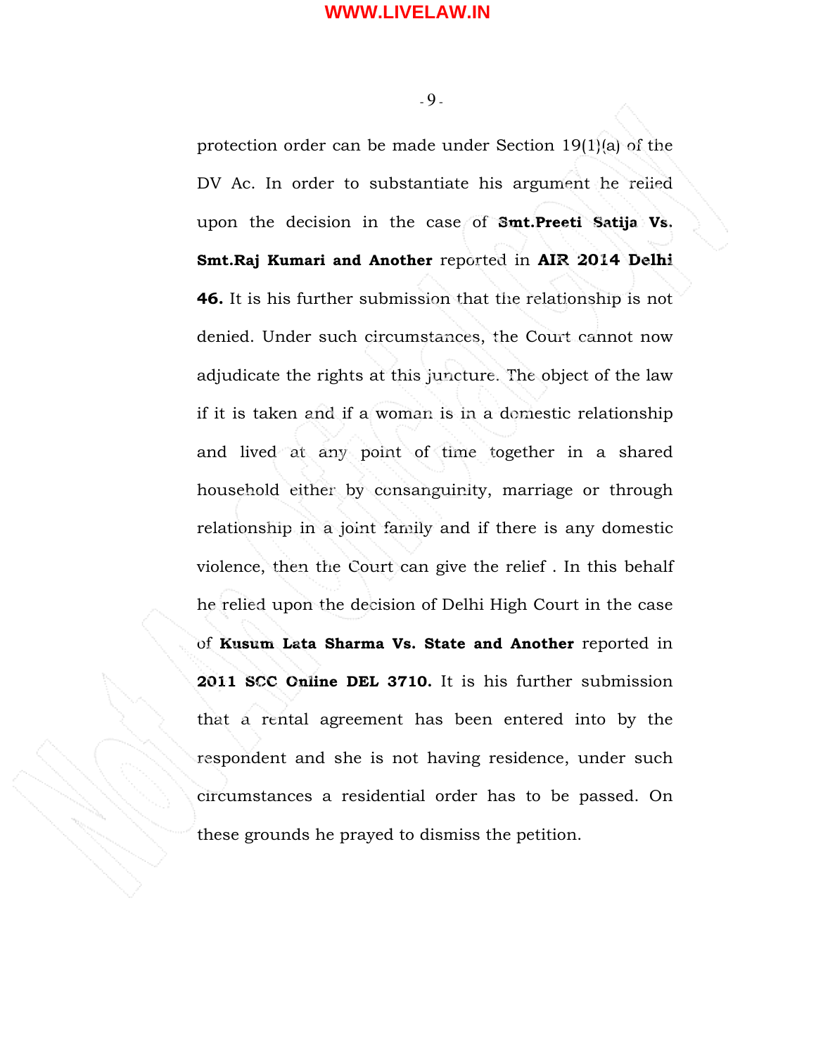protection order can be made under Section 19(1)(a) of the DV Ac. In order to substantiate his argument he relied upon the decision in the case of **Smt.Preeti Satija Vs. Smt.Raj Kumari and Another** reported in **AIR 2014 Delhi 46.** It is his further submission that the relationship is not denied. Under such circumstances, the Court cannot now adjudicate the rights at this juncture. The object of the law if it is taken and if a woman is in a domestic relationship and lived at any point of time together in a shared household either by consanguinity, marriage or through relationship in a joint family and if there is any domestic violence, then the Court can give the relief . In this behalf he relied upon the decision of Delhi High Court in the case of **Kusum Lata Sharma Vs. State and Another** reported in **2011 SCC Online DEL 3710.** It is his further submission that a rental agreement has been entered into by the respondent and she is not having residence, under such circumstances a residential order has to be passed. On these grounds he prayed to dismiss the petition.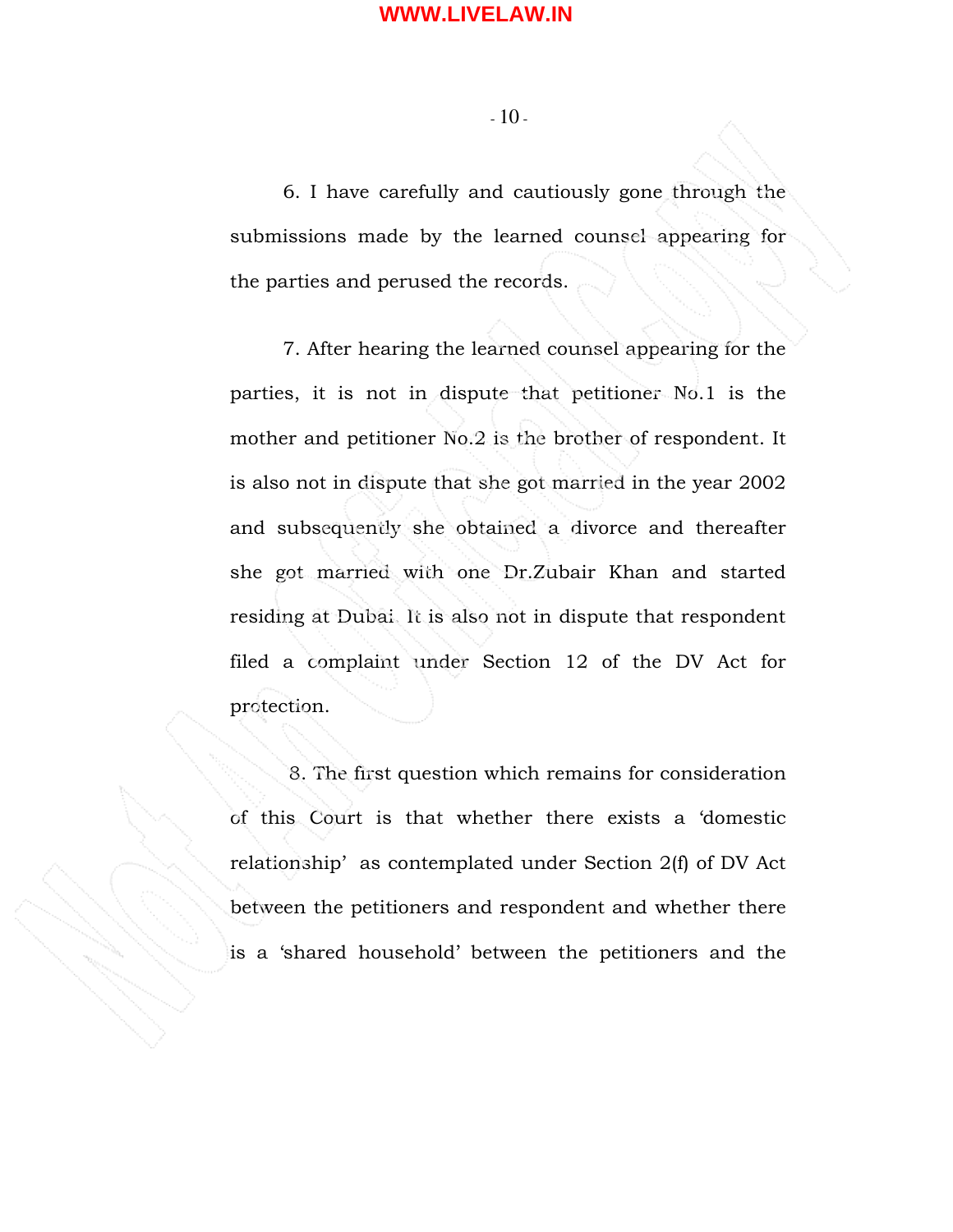6. I have carefully and cautiously gone through the submissions made by the learned counsel appearing for the parties and perused the records.

7. After hearing the learned counsel appearing for the parties, it is not in dispute that petitioner No.1 is the mother and petitioner No.2 is the brother of respondent. It is also not in dispute that she got married in the year 2002 and subsequently she obtained a divorce and thereafter she got married with one Dr.Zubair Khan and started residing at Dubai. It is also not in dispute that respondent filed a complaint under Section 12 of the DV Act for protection.

8. The first question which remains for consideration of this Court is that whether there exists a 'domestic relationship' as contemplated under Section 2(f) of DV Act between the petitioners and respondent and whether there is a 'shared household' between the petitioners and the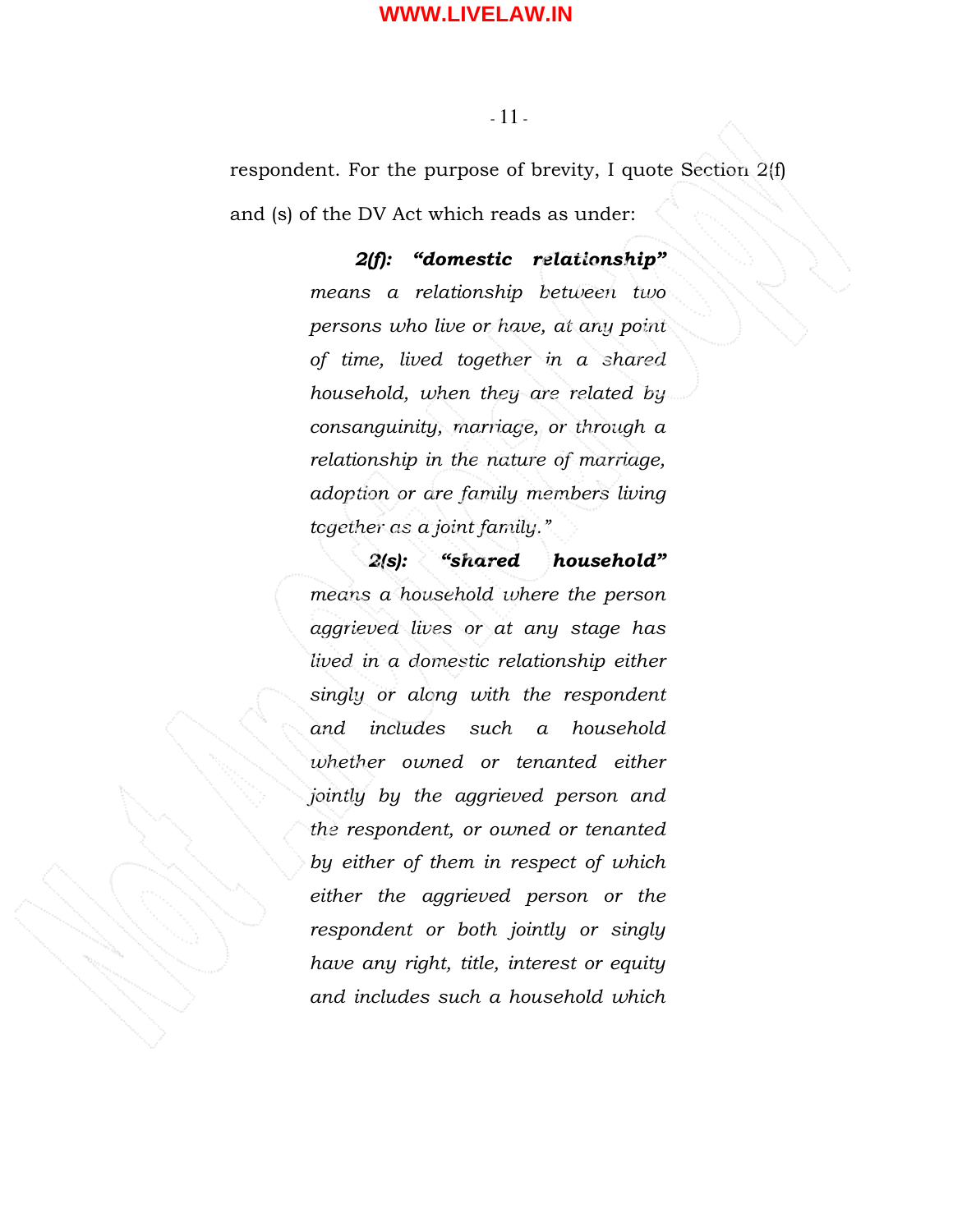respondent. For the purpose of brevity, I quote Section 2(f) and (s) of the DV Act which reads as under:

> ***2(f): "domestic relationship"*** *means a relationship between two persons who live or have, at any point of time, lived together in a shared household, when they are related by consanguinity, marriage, or through a relationship in the nature of marriage, adoption or are family members living together as a joint family."*
>
> ***2(s): "shared household"*** *means a household where the person aggrieved lives or at any stage has lived in a domestic relationship either singly or along with the respondent and includes such a household whether owned or tenanted either jointly by the aggrieved person and the respondent, or owned or tenanted by either of them in respect of which either the aggrieved person or the respondent or both jointly or singly have any right, title, interest or equity and includes such a household which*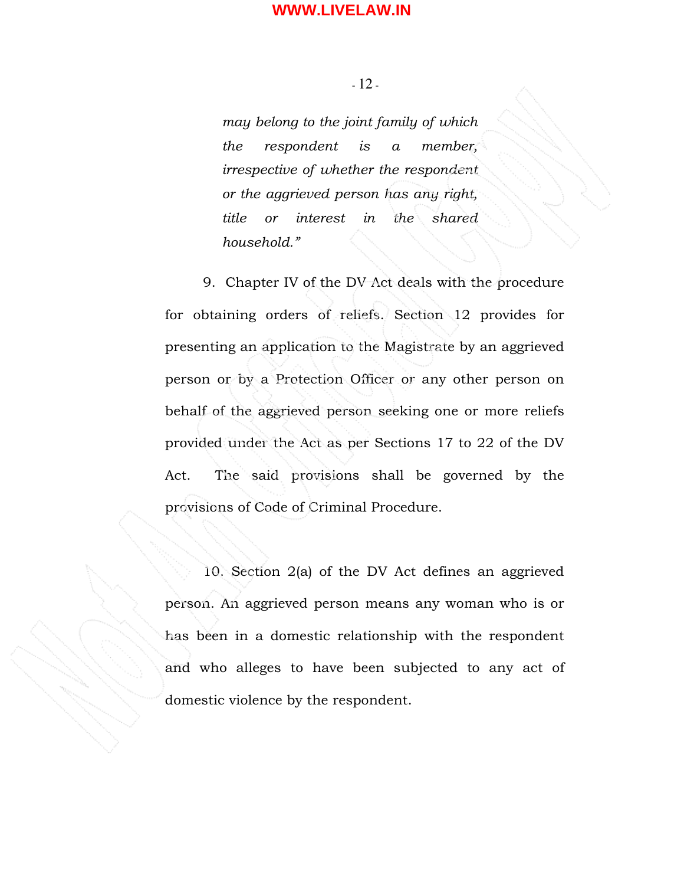*may belong to the joint family of which the respondent is a member, irrespective of whether the respondent or the aggrieved person has any right, title or interest in the shared household."*

9. Chapter IV of the DV Act deals with the procedure for obtaining orders of reliefs. Section 12 provides for presenting an application to the Magistrate by an aggrieved person or by a Protection Officer or any other person on behalf of the aggrieved person seeking one or more reliefs provided under the Act as per Sections 17 to 22 of the DV Act. The said provisions shall be governed by the provisions of Code of Criminal Procedure.

10. Section 2(a) of the DV Act defines an aggrieved person. An aggrieved person means any woman who is or has been in a domestic relationship with the respondent and who alleges to have been subjected to any act of domestic violence by the respondent.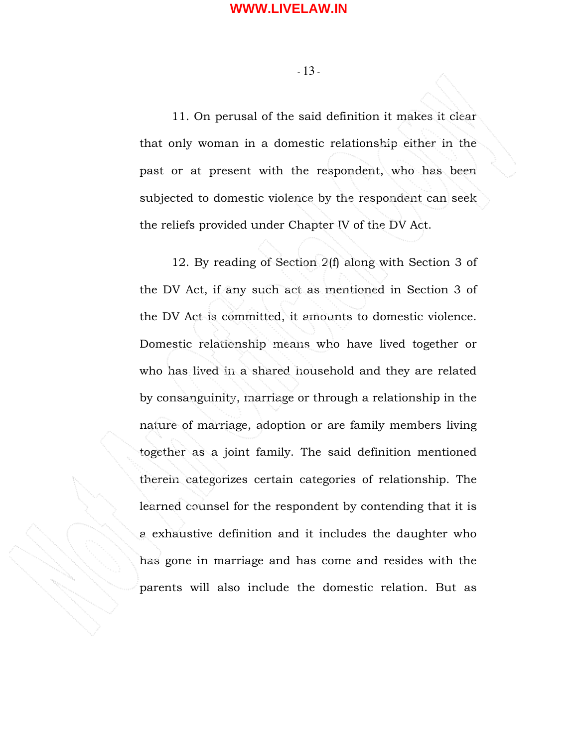11. On perusal of the said definition it makes it clear that only woman in a domestic relationship either in the past or at present with the respondent, who has been subjected to domestic violence by the respondent can seek the reliefs provided under Chapter IV of the DV Act.

12. By reading of Section 2(f) along with Section 3 of the DV Act, if any such act as mentioned in Section 3 of the DV Act is committed, it amounts to domestic violence. Domestic relationship means who have lived together or who has lived in a shared household and they are related by consanguinity, marriage or through a relationship in the nature of marriage, adoption or are family members living together as a joint family. The said definition mentioned therein categorizes certain categories of relationship. The learned counsel for the respondent by contending that it is a exhaustive definition and it includes the daughter who has gone in marriage and has come and resides with the parents will also include the domestic relation. But as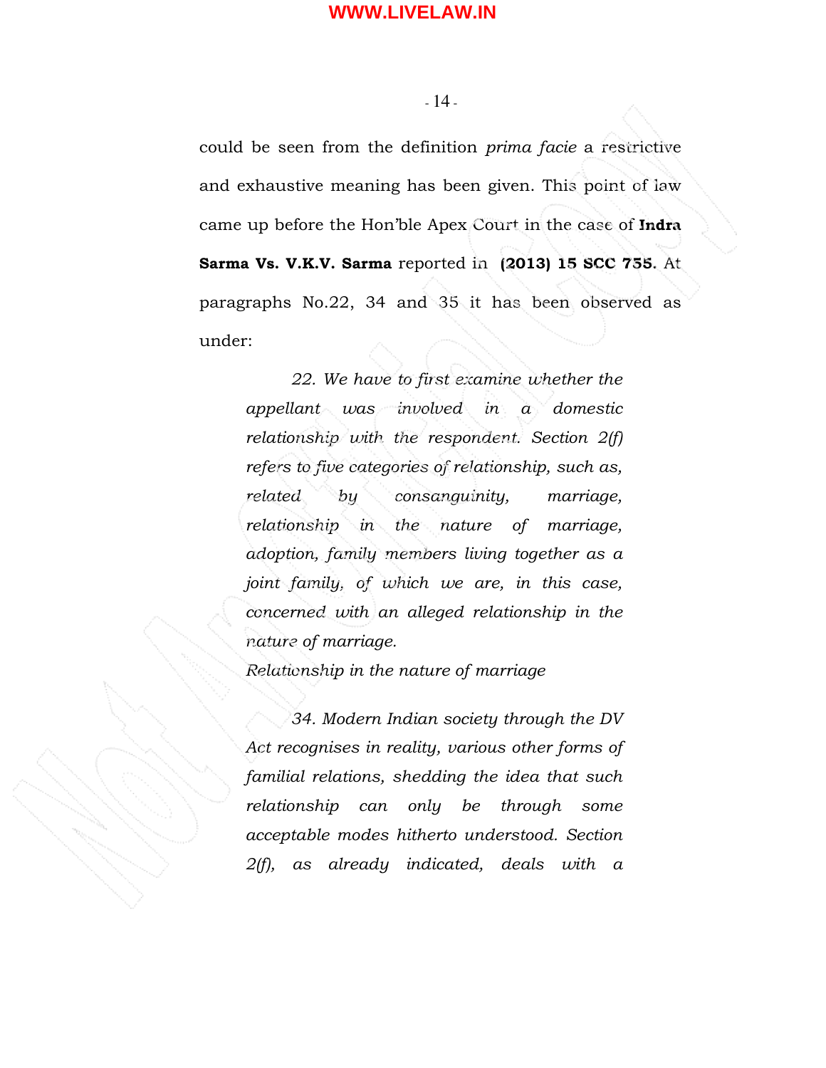could be seen from the definition *prima facie* a restrictive and exhaustive meaning has been given. This point of law came up before the Hon'ble Apex Court in the case of **Indra Sarma Vs. V.K.V. Sarma** reported in **(2013) 15 SCC 755**. At paragraphs No.22, 34 and 35 it has been observed as under:

> *22. We have to first examine whether the appellant was involved in a domestic relationship with the respondent. Section 2(f) refers to five categories of relationship, such as, related by consanguinity, marriage, relationship in the nature of marriage, adoption, family members living together as a joint family, of which we are, in this case, concerned with an alleged relationship in the nature of marriage.*
>
> *Relationship in the nature of marriage*
>
> *34. Modern Indian society through the DV Act recognises in reality, various other forms of familial relations, shedding the idea that such relationship can only be through some acceptable modes hitherto understood. Section 2(f), as already indicated, deals with a*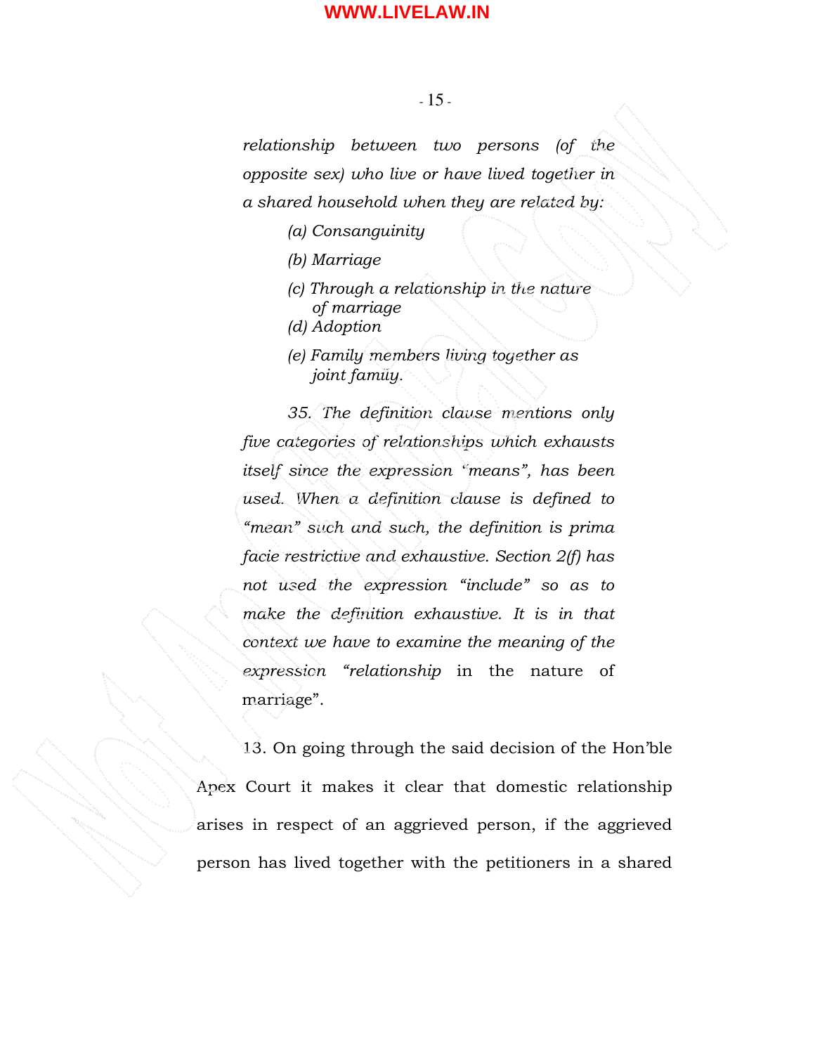*relationship between two persons (of the opposite sex) who live or have lived together in a shared household when they are related by:*

> *(a) Consanguinity*
>
> *(b) Marriage*
>
> *(c) Through a relationship in the nature of marriage*
>
> *(d) Adoption*
>
> *(e) Family members living together as joint family.*

*35. The definition clause mentions only five categories of relationships which exhausts itself since the expression "means", has been used. When a definition clause is defined to "mean" such and such, the definition is prima facie restrictive and exhaustive. Section 2(f) has not used the expression "include" so as to make the definition exhaustive. It is in that context we have to examine the meaning of the expression "relationship* in the nature of marriage".

13. On going through the said decision of the Hon'ble Apex Court it makes it clear that domestic relationship arises in respect of an aggrieved person, if the aggrieved person has lived together with the petitioners in a shared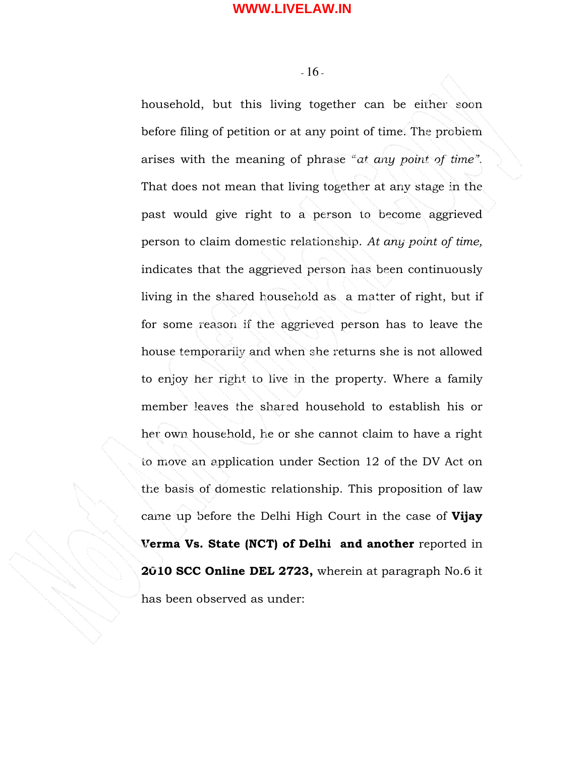household, but this living together can be either soon before filing of petition or at any point of time. The problem arises with the meaning of phrase *"at any point of time"*. That does not mean that living together at any stage in the past would give right to a person to become aggrieved person to claim domestic relationship. *At any point of time,* indicates that the aggrieved person has been continuously living in the shared household as a matter of right, but if for some reason if the aggrieved person has to leave the house temporarily and when she returns she is not allowed to enjoy her right to live in the property. Where a family member leaves the shared household to establish his or her own household, he or she cannot claim to have a right to move an application under Section 12 of the DV Act on the basis of domestic relationship. This proposition of law came up before the Delhi High Court in the case of **Vijay Verma Vs. State (NCT) of Delhi and another** reported in **2010 SCC Online DEL 2723,** wherein at paragraph No.6 it has been observed as under: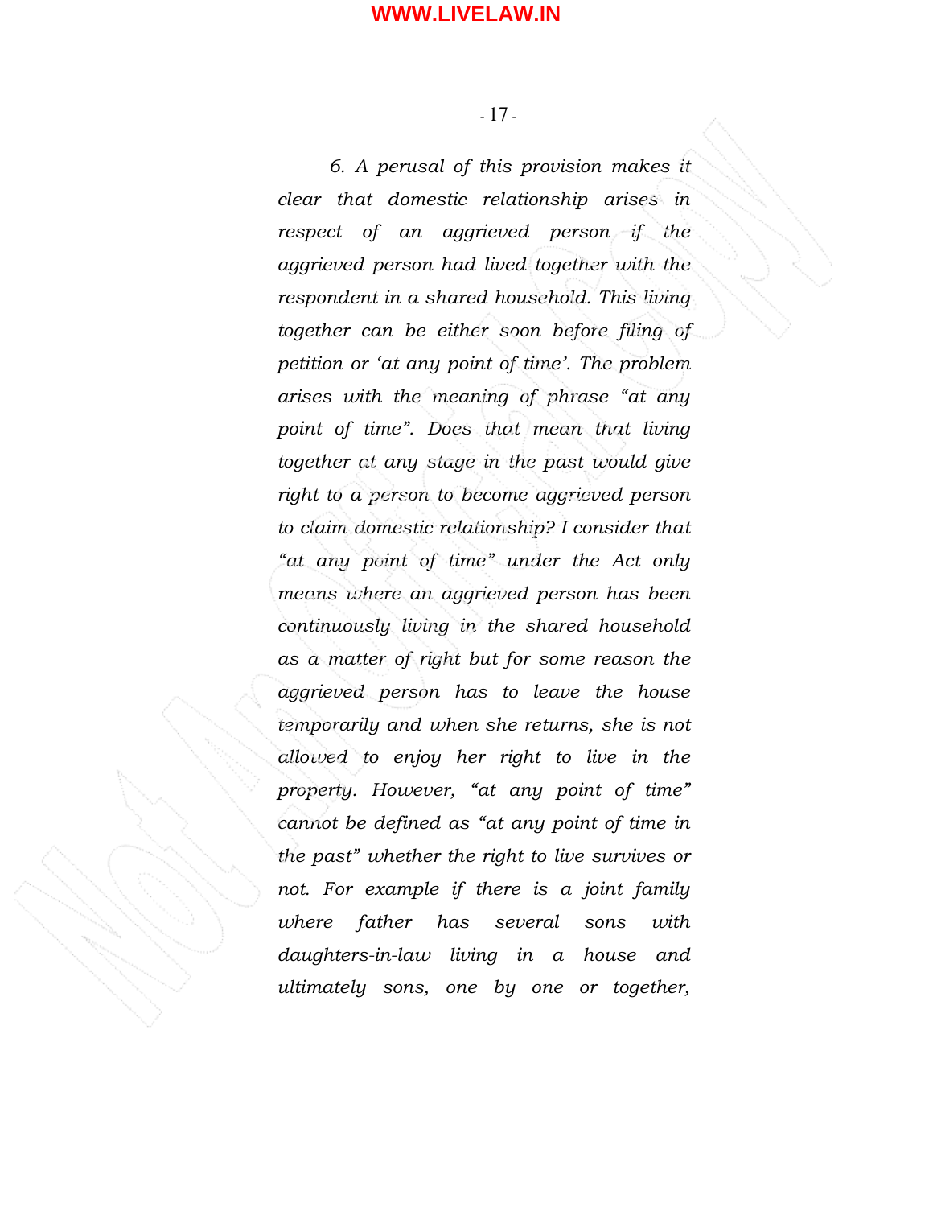*6. A perusal of this provision makes it clear that domestic relationship arises in respect of an aggrieved person if the aggrieved person had lived together with the respondent in a shared household. This living together can be either soon before filing of petition or 'at any point of time'. The problem arises with the meaning of phrase "at any point of time". Does that mean that living together at any stage in the past would give right to a person to become aggrieved person to claim domestic relationship? I consider that "at any point of time" under the Act only means where an aggrieved person has been continuously living in the shared household as a matter of right but for some reason the aggrieved person has to leave the house temporarily and when she returns, she is not allowed to enjoy her right to live in the property. However, "at any point of time" cannot be defined as "at any point of time in the past" whether the right to live survives or not. For example if there is a joint family where father has several sons with daughters-in-law living in a house and ultimately sons, one by one or together,*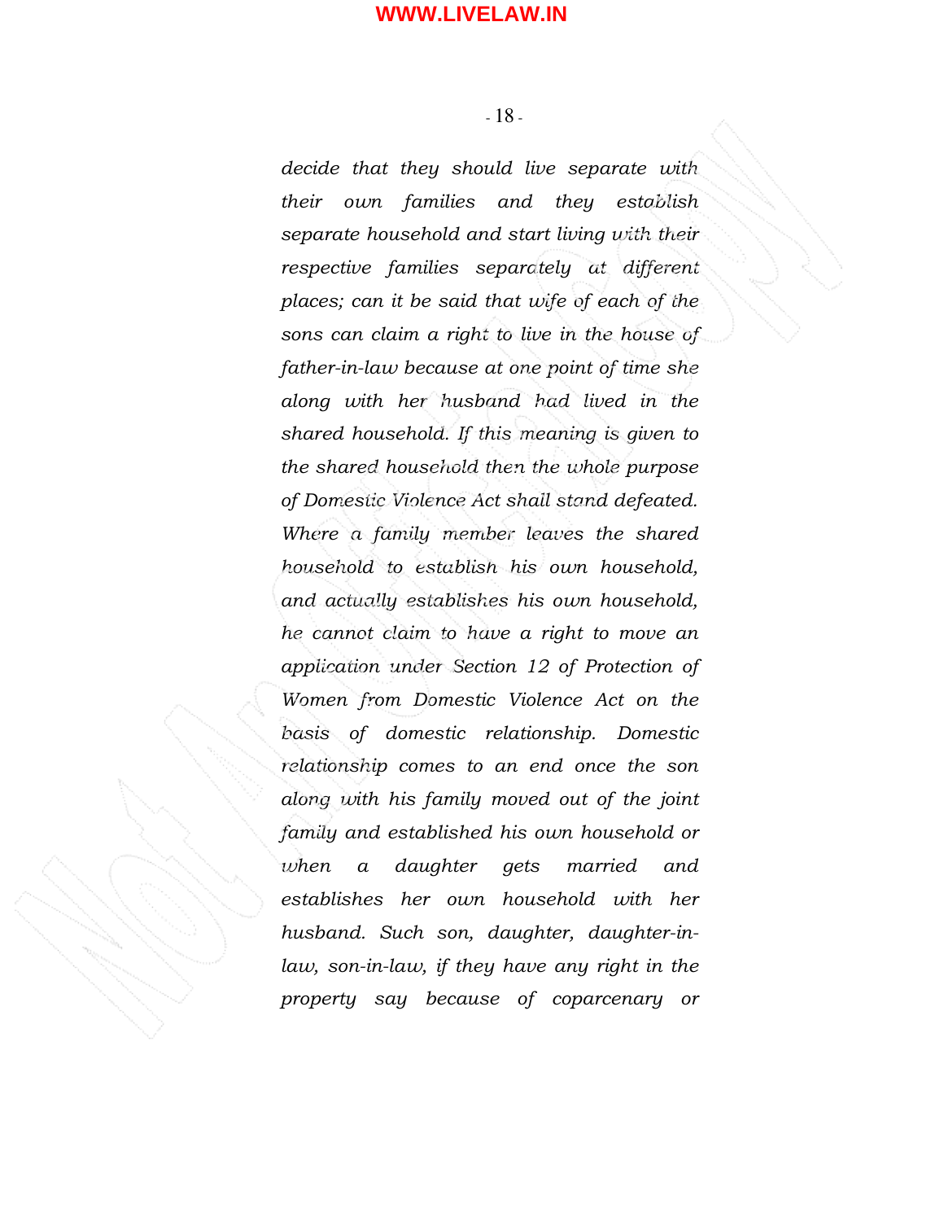*decide that they should live separate with their own families and they establish separate household and start living with their respective families separately at different places; can it be said that wife of each of the sons can claim a right to live in the house of father-in-law because at one point of time she along with her husband had lived in the shared household. If this meaning is given to the shared household then the whole purpose of Domestic Violence Act shall stand defeated. Where a family member leaves the shared household to establish his own household, and actually establishes his own household, he cannot claim to have a right to move an application under Section 12 of Protection of Women from Domestic Violence Act on the basis of domestic relationship. Domestic relationship comes to an end once the son along with his family moved out of the joint family and established his own household or when a daughter gets married and establishes her own household with her husband. Such son, daughter, daughter-in-law, son-in-law, if they have any right in the property say because of coparcenary or*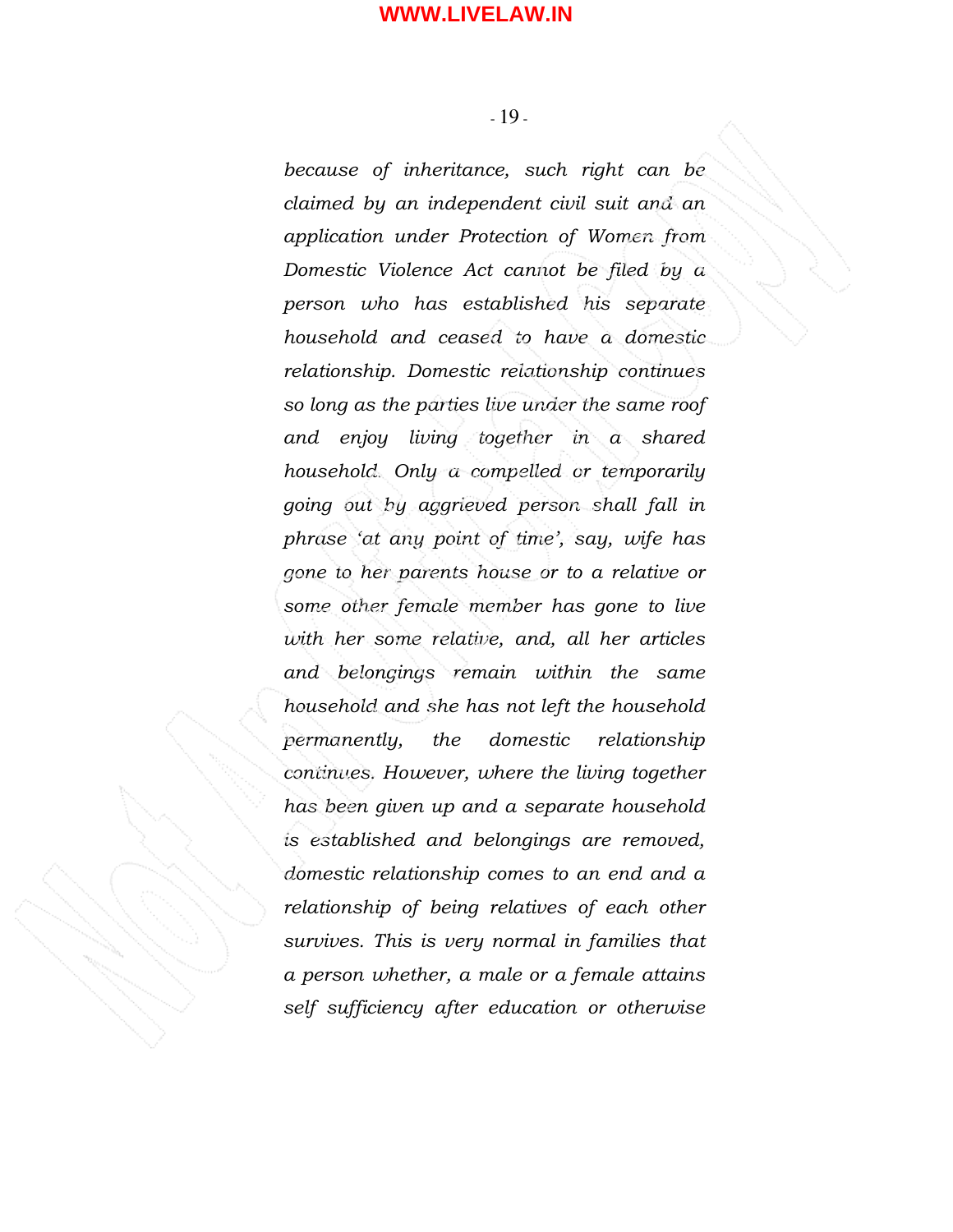*because of inheritance, such right can be claimed by an independent civil suit and an application under Protection of Women from Domestic Violence Act cannot be filed by a person who has established his separate household and ceased to have a domestic relationship. Domestic relationship continues so long as the parties live under the same roof and enjoy living together in a shared household. Only a compelled or temporarily going out by aggrieved person shall fall in phrase 'at any point of time', say, wife has gone to her parents house or to a relative or some other female member has gone to live with her some relative, and, all her articles and belongings remain within the same household and she has not left the household permanently, the domestic relationship continues. However, where the living together has been given up and a separate household is established and belongings are removed, domestic relationship comes to an end and a relationship of being relatives of each other survives. This is very normal in families that a person whether, a male or a female attains self sufficiency after education or otherwise*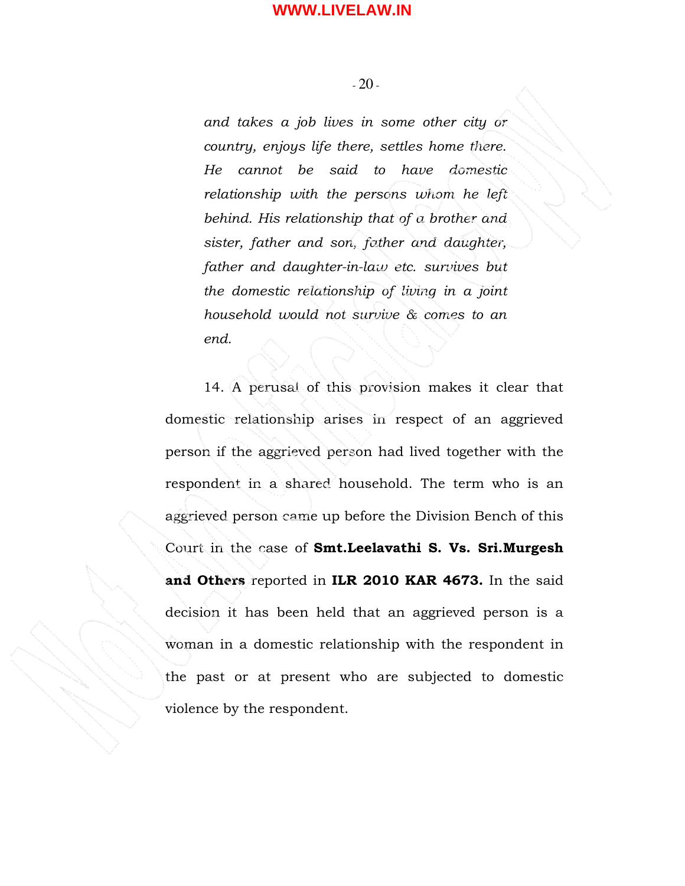*and takes a job lives in some other city or country, enjoys life there, settles home there. He cannot be said to have domestic relationship with the persons whom he left behind. His relationship that of a brother and sister, father and son, father and daughter, father and daughter-in-law etc. survives but the domestic relationship of living in a joint household would not survive & comes to an end.*

14. A perusal of this provision makes it clear that domestic relationship arises in respect of an aggrieved person if the aggrieved person had lived together with the respondent in a shared household. The term who is an aggrieved person came up before the Division Bench of this Court in the case of **Smt.Leelavathi S. Vs. Sri.Murgesh and Others** reported in **ILR 2010 KAR 4673.** In the said decision it has been held that an aggrieved person is a woman in a domestic relationship with the respondent in the past or at present who are subjected to domestic violence by the respondent.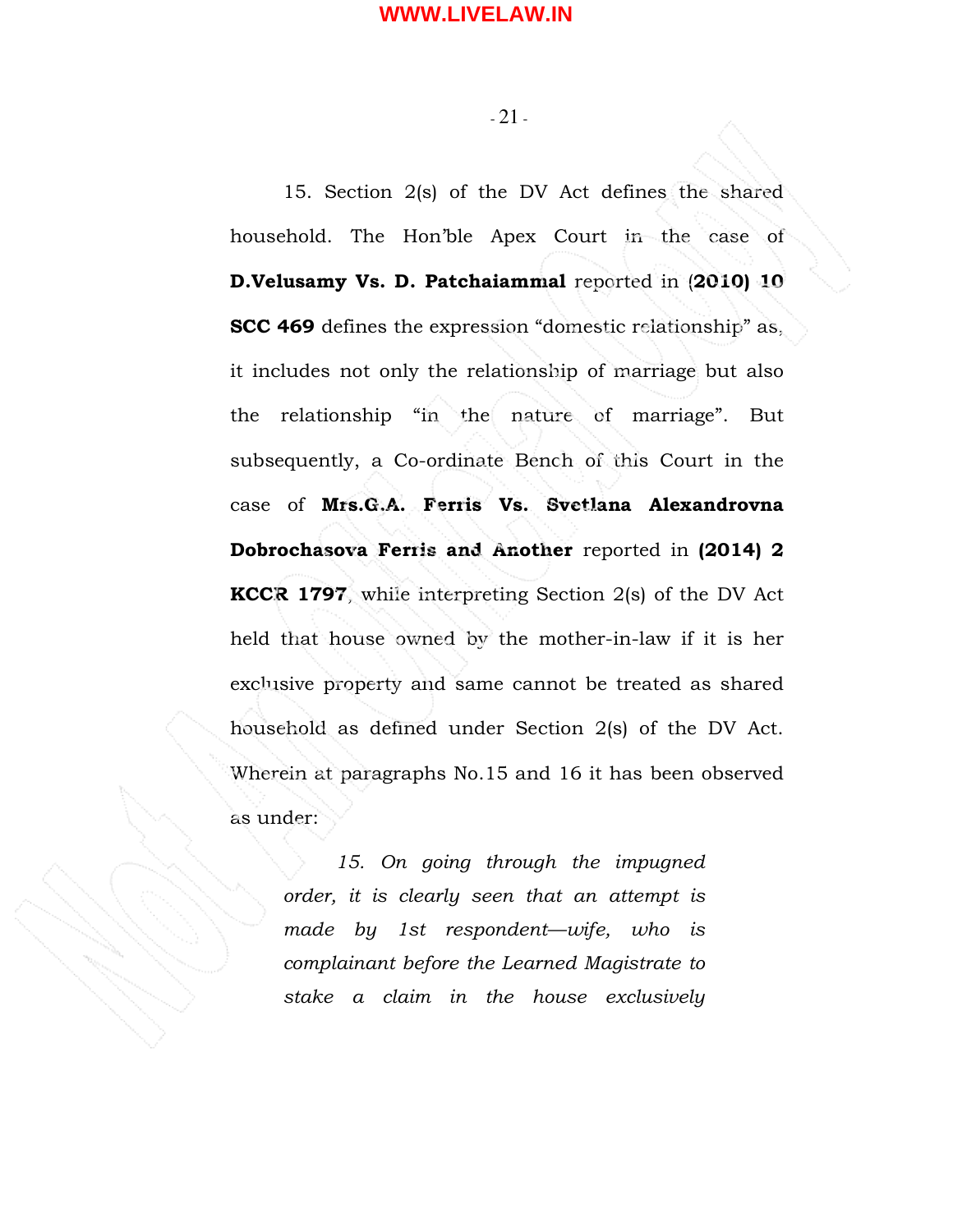15. Section 2(s) of the DV Act defines the shared household. The Hon'ble Apex Court in the case of **D.Velusamy Vs. D. Patchaiammal** reported in **(2010) 10 SCC 469** defines the expression "domestic relationship" as, it includes not only the relationship of marriage but also the relationship "in the nature of marriage". But subsequently, a Co-ordinate Bench of this Court in the case of **Mrs.G.A. Ferris Vs. Svetlana Alexandrovna Dobrochasova Ferris and Another** reported in **(2014) 2 KCCR 1797**, while interpreting Section 2(s) of the DV Act held that house owned by the mother-in-law if it is her exclusive property and same cannot be treated as shared household as defined under Section 2(s) of the DV Act. Wherein at paragraphs No.15 and 16 it has been observed as under:

> *15. On going through the impugned order, it is clearly seen that an attempt is made by 1st respondent—wife, who is complainant before the Learned Magistrate to stake a claim in the house exclusively*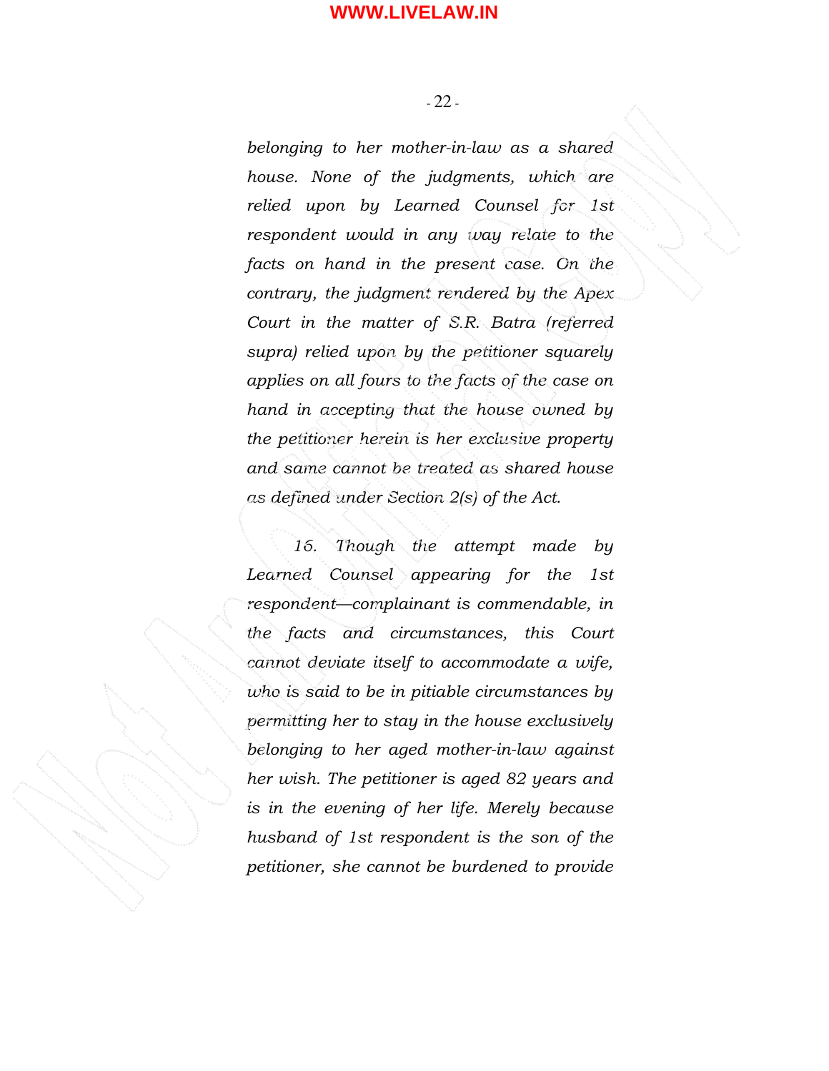*belonging to her mother-in-law as a shared house. None of the judgments, which are relied upon by Learned Counsel for 1st respondent would in any way relate to the facts on hand in the present case. On the contrary, the judgment rendered by the Apex Court in the matter of S.R. Batra (referred supra) relied upon by the petitioner squarely applies on all fours to the facts of the case on hand in accepting that the house owned by the petitioner herein is her exclusive property and same cannot be treated as shared house as defined under Section 2(s) of the Act.*

*16. Though the attempt made by Learned Counsel appearing for the 1st respondent—complainant is commendable, in the facts and circumstances, this Court cannot deviate itself to accommodate a wife, who is said to be in pitiable circumstances by permitting her to stay in the house exclusively belonging to her aged mother-in-law against her wish. The petitioner is aged 82 years and is in the evening of her life. Merely because husband of 1st respondent is the son of the petitioner, she cannot be burdened to provide*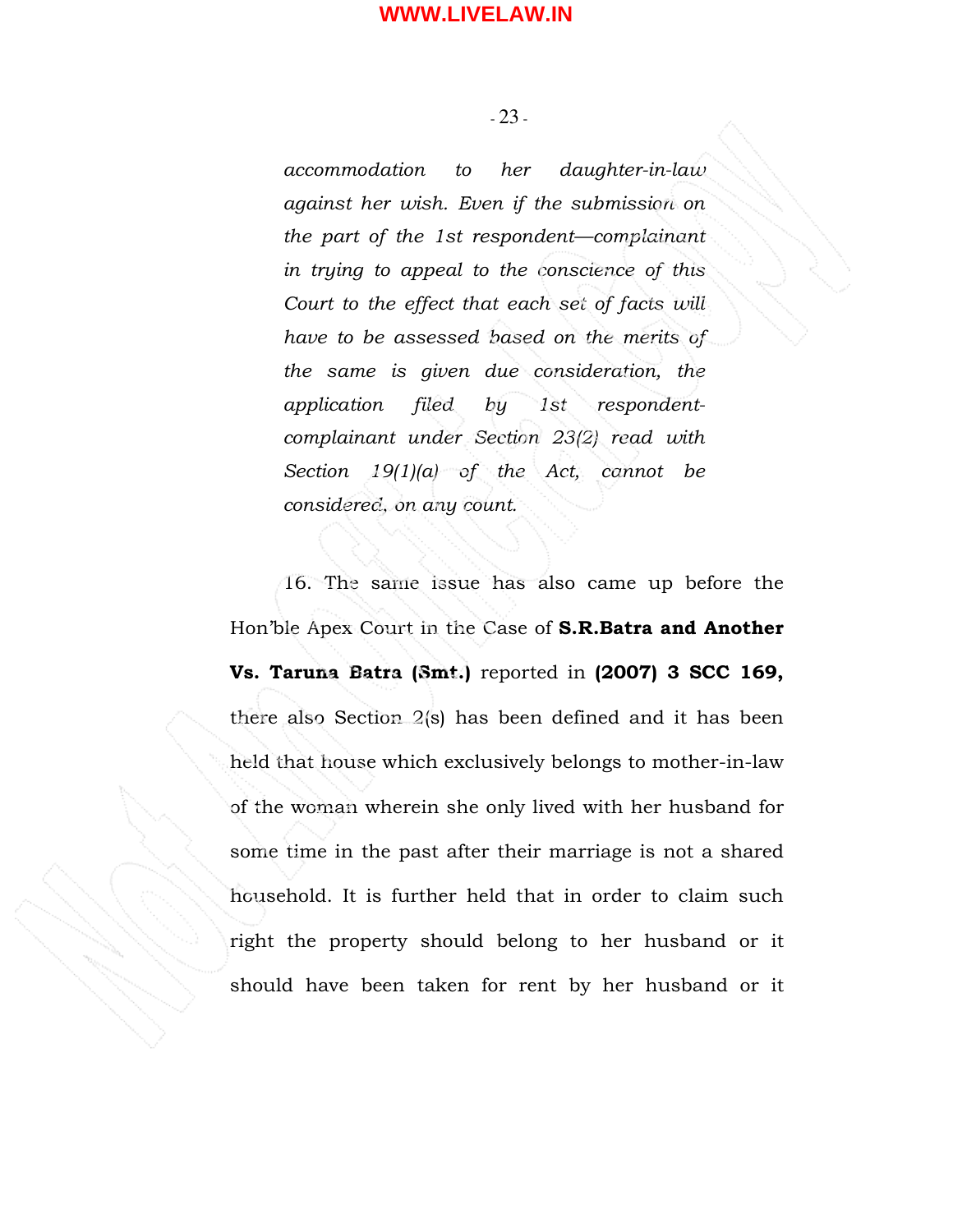*accommodation to her daughter-in-law against her wish. Even if the submission on the part of the 1st respondent—complainant in trying to appeal to the conscience of this Court to the effect that each set of facts will have to be assessed based on the merits of the same is given due consideration, the application filed by 1st respondent-complainant under Section 23(2) read with Section 19(1)(a) of the Act, cannot be considered, on any count.*

16. The same issue has also came up before the Hon'ble Apex Court in the Case of **S.R.Batra and Another Vs. Taruna Batra (Smt.)** reported in **(2007) 3 SCC 169,** there also Section 2(s) has been defined and it has been held that house which exclusively belongs to mother-in-law of the woman wherein she only lived with her husband for some time in the past after their marriage is not a shared household. It is further held that in order to claim such right the property should belong to her husband or it should have been taken for rent by her husband or it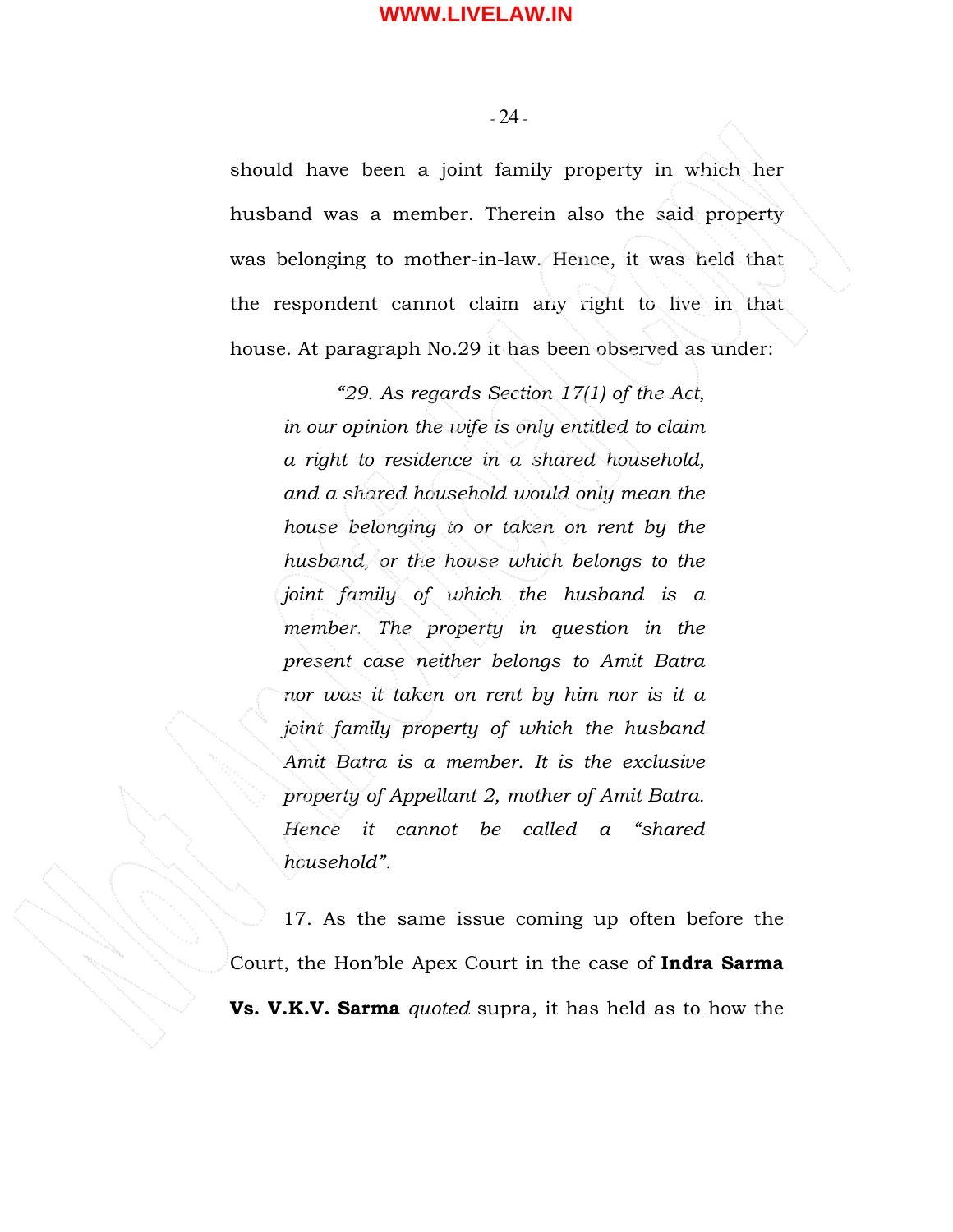should have been a joint family property in which her husband was a member. Therein also the said property was belonging to mother-in-law. Hence, it was held that the respondent cannot claim any right to live in that house. At paragraph No.29 it has been observed as under:

> *"29. As regards Section 17(1) of the Act, in our opinion the wife is only entitled to claim a right to residence in a shared household, and a shared household would only mean the house belonging to or taken on rent by the husband, or the house which belongs to the joint family of which the husband is a member. The property in question in the present case neither belongs to Amit Batra nor was it taken on rent by him nor is it a joint family property of which the husband Amit Batra is a member. It is the exclusive property of Appellant 2, mother of Amit Batra. Hence it cannot be called a "shared household".*

17. As the same issue coming up often before the Court, the Hon'ble Apex Court in the case of **Indra Sarma Vs. V.K.V. Sarma** *quoted* supra, it has held as to how the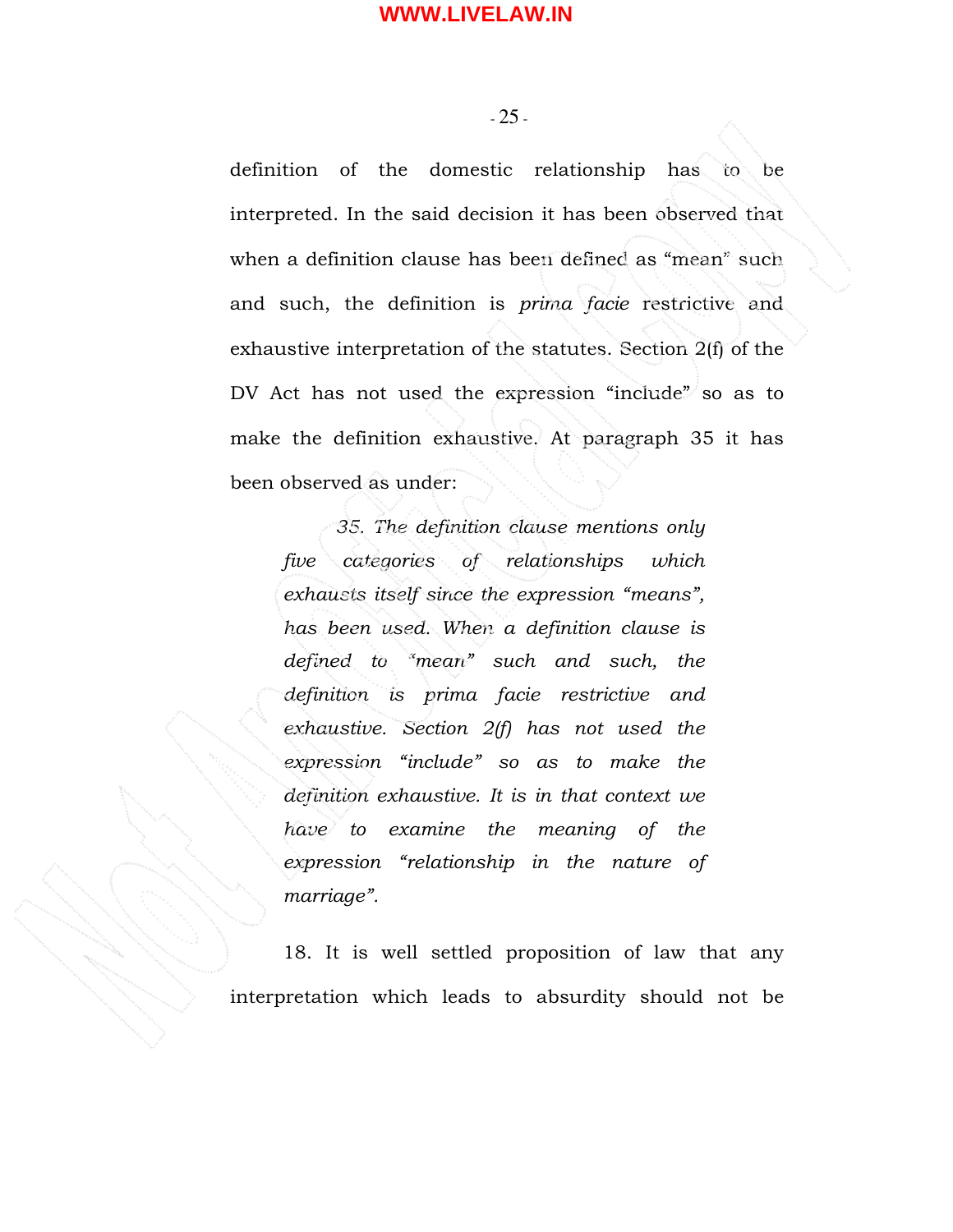definition of the domestic relationship has to be interpreted. In the said decision it has been observed that when a definition clause has been defined as "mean" such and such, the definition is *prima facie* restrictive and exhaustive interpretation of the statutes. Section 2(f) of the DV Act has not used the expression "include" so as to make the definition exhaustive. At paragraph 35 it has been observed as under:

> *35. The definition clause mentions only five categories of relationships which exhausts itself since the expression "means", has been used. When a definition clause is defined to "mean" such and such, the definition is prima facie restrictive and exhaustive. Section 2(f) has not used the expression "include" so as to make the definition exhaustive. It is in that context we have to examine the meaning of the expression "relationship in the nature of marriage".*

18. It is well settled proposition of law that any interpretation which leads to absurdity should not be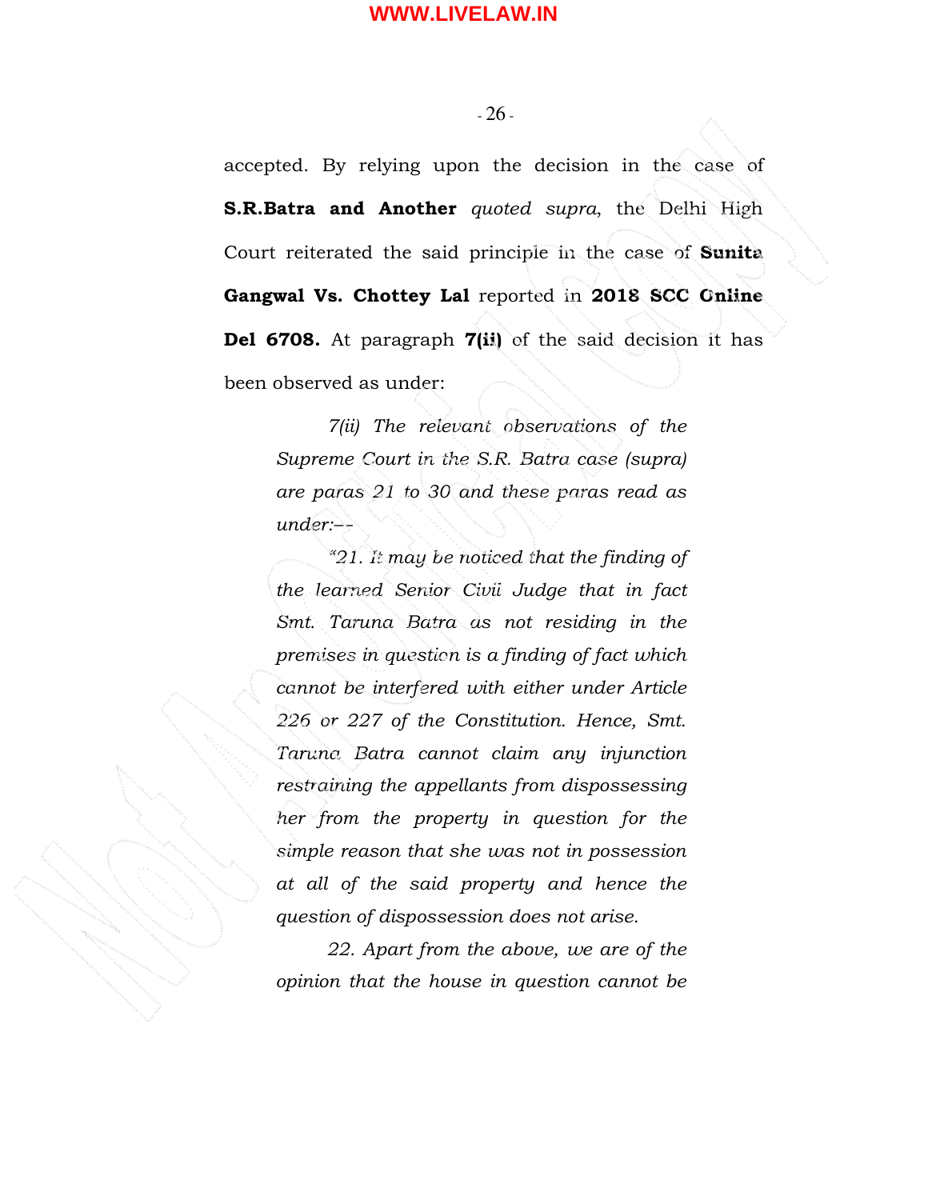accepted. By relying upon the decision in the case of **S.R.Batra and Another** *quoted supra*, the Delhi High Court reiterated the said principle in the case of **Sunita Gangwal Vs. Chottey Lal** reported in **2018 SCC Online Del 6708.** At paragraph **7(ii)** of the said decision it has been observed as under:

> *7(ii) The relevant observations of the Supreme Court in the S.R. Batra case (supra) are paras 21 to 30 and these paras read as under:—*
>
> *"21. It may be noticed that the finding of the learned Senior Civil Judge that in fact Smt. Taruna Batra as not residing in the premises in question is a finding of fact which cannot be interfered with either under Article 226 or 227 of the Constitution. Hence, Smt. Taruna Batra cannot claim any injunction restraining the appellants from dispossessing her from the property in question for the simple reason that she was not in possession at all of the said property and hence the question of dispossession does not arise.*
>
> *22. Apart from the above, we are of the opinion that the house in question cannot be*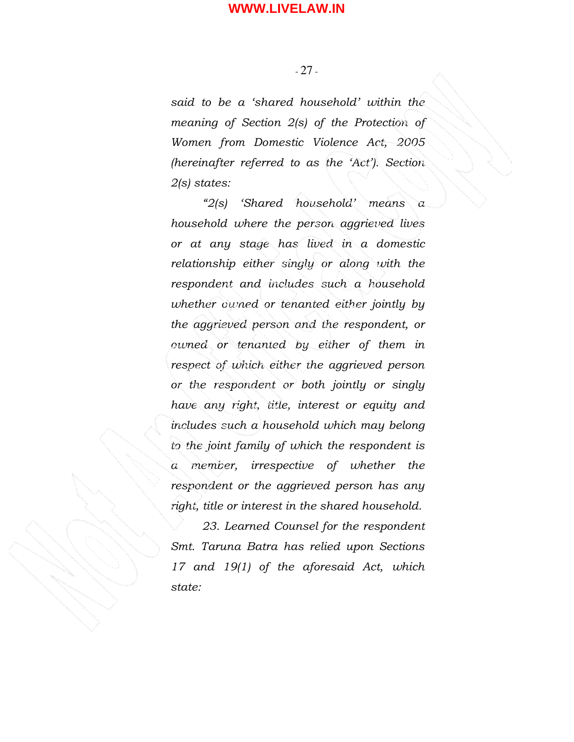*said to be a 'shared household' within the meaning of Section 2(s) of the Protection of Women from Domestic Violence Act, 2005 (hereinafter referred to as the 'Act'). Section 2(s) states:*

*"2(s) 'Shared household' means a household where the person aggrieved lives or at any stage has lived in a domestic relationship either singly or along with the respondent and includes such a household whether owned or tenanted either jointly by the aggrieved person and the respondent, or owned or tenanted by either of them in respect of which either the aggrieved person or the respondent or both jointly or singly have any right, title, interest or equity and includes such a household which may belong to the joint family of which the respondent is a member, irrespective of whether the respondent or the aggrieved person has any right, title or interest in the shared household.*

*23. Learned Counsel for the respondent Smt. Taruna Batra has relied upon Sections 17 and 19(1) of the aforesaid Act, which state:*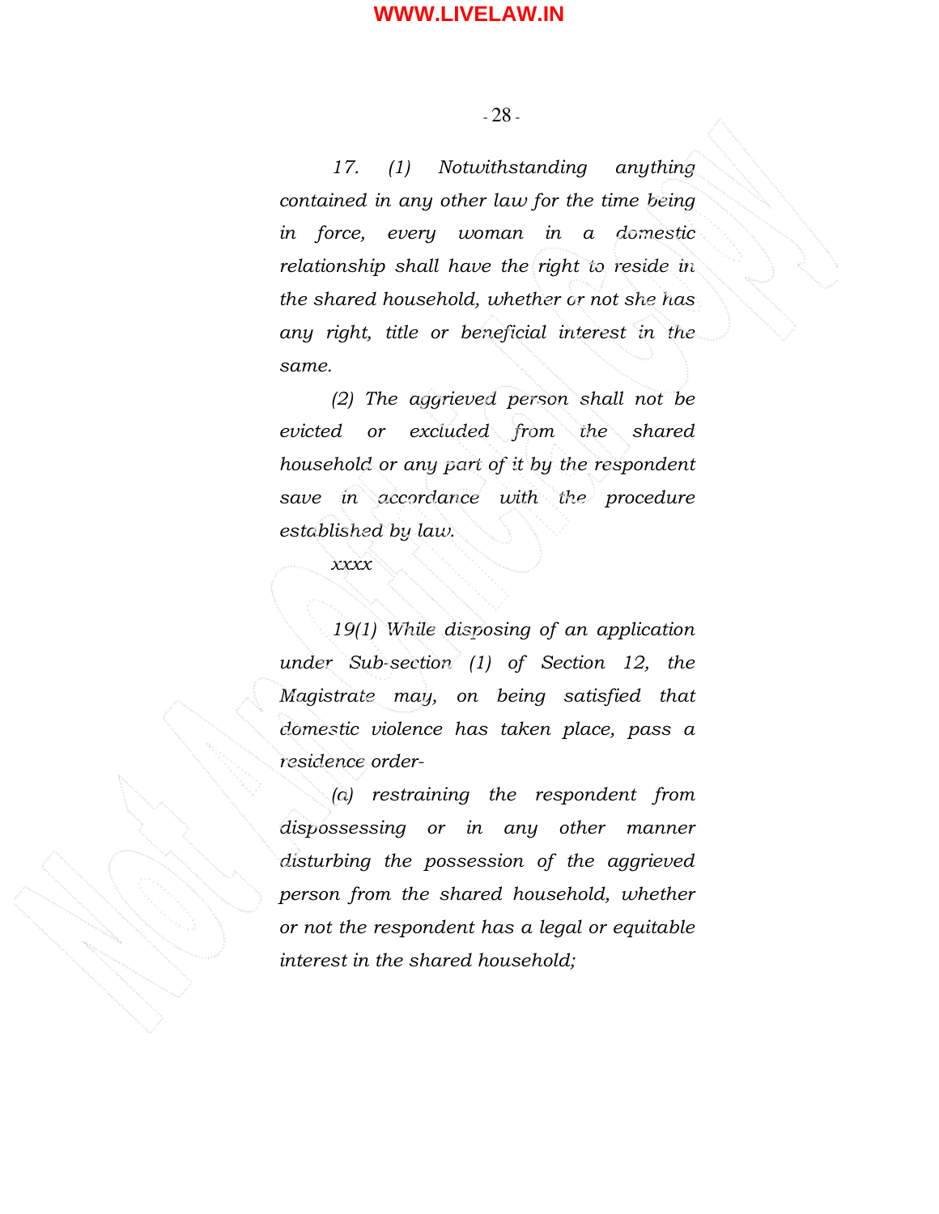*17. (1) Notwithstanding anything contained in any other law for the time being in force, every woman in a domestic relationship shall have the right to reside in the shared household, whether or not she has any right, title or beneficial interest in the same.*

*(2) The aggrieved person shall not be evicted or excluded from the shared household or any part of it by the respondent save in accordance with the procedure established by law.*

*xxxx*

*19(1) While disposing of an application under Sub-section (1) of Section 12, the Magistrate may, on being satisfied that domestic violence has taken place, pass a residence order-*

*(a) restraining the respondent from dispossessing or in any other manner disturbing the possession of the aggrieved person from the shared household, whether or not the respondent has a legal or equitable interest in the shared household;*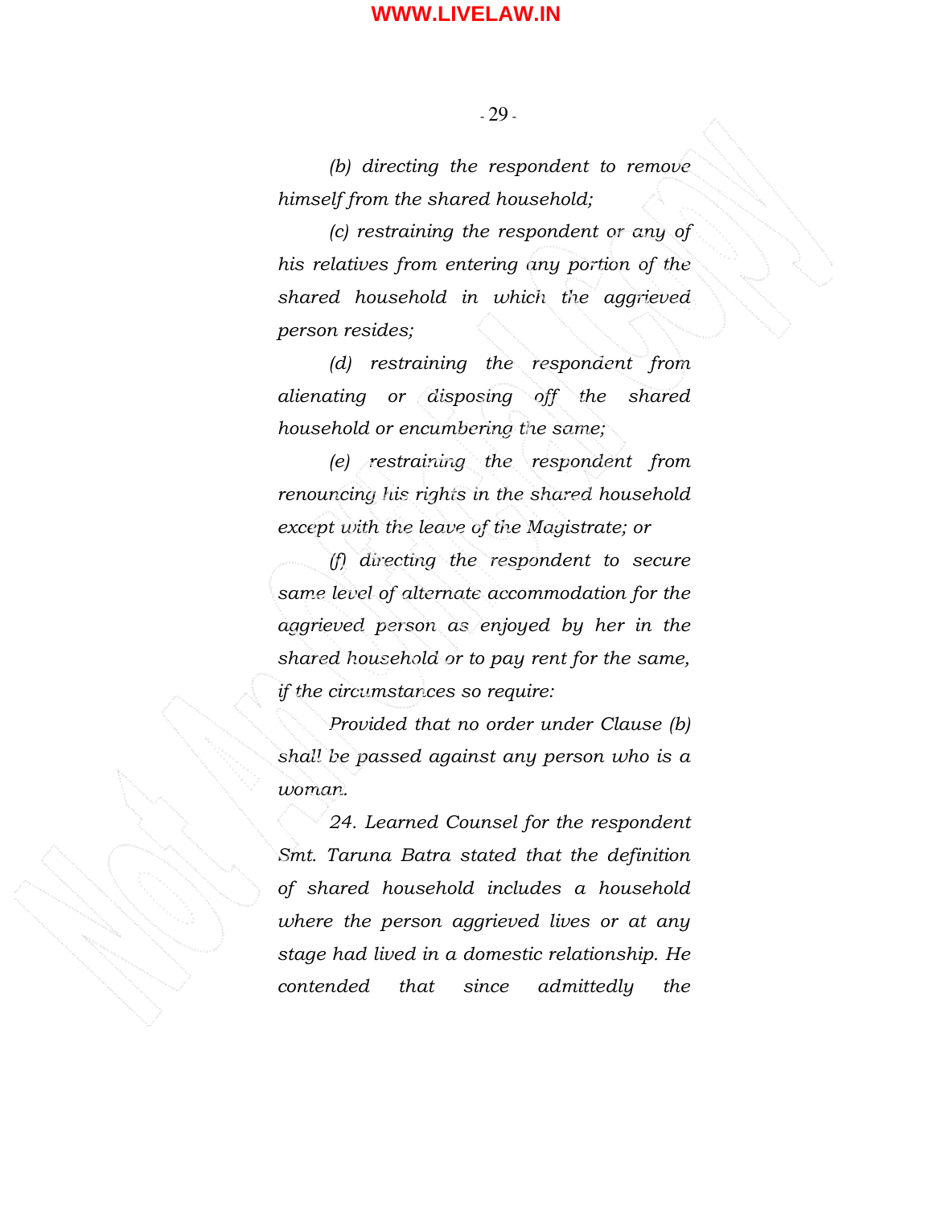*(b) directing the respondent to remove himself from the shared household;*

*(c) restraining the respondent or any of his relatives from entering any portion of the shared household in which the aggrieved person resides;*

*(d) restraining the respondent from alienating or disposing off the shared household or encumbering the same;*

*(e) restraining the respondent from renouncing his rights in the shared household except with the leave of the Magistrate; or*

*(f) directing the respondent to secure same level of alternate accommodation for the aggrieved person as enjoyed by her in the shared household or to pay rent for the same, if the circumstances so require:*

*Provided that no order under Clause (b) shall be passed against any person who is a woman.*

*24. Learned Counsel for the respondent Smt. Taruna Batra stated that the definition of shared household includes a household where the person aggrieved lives or at any stage had lived in a domestic relationship. He contended that since admittedly the*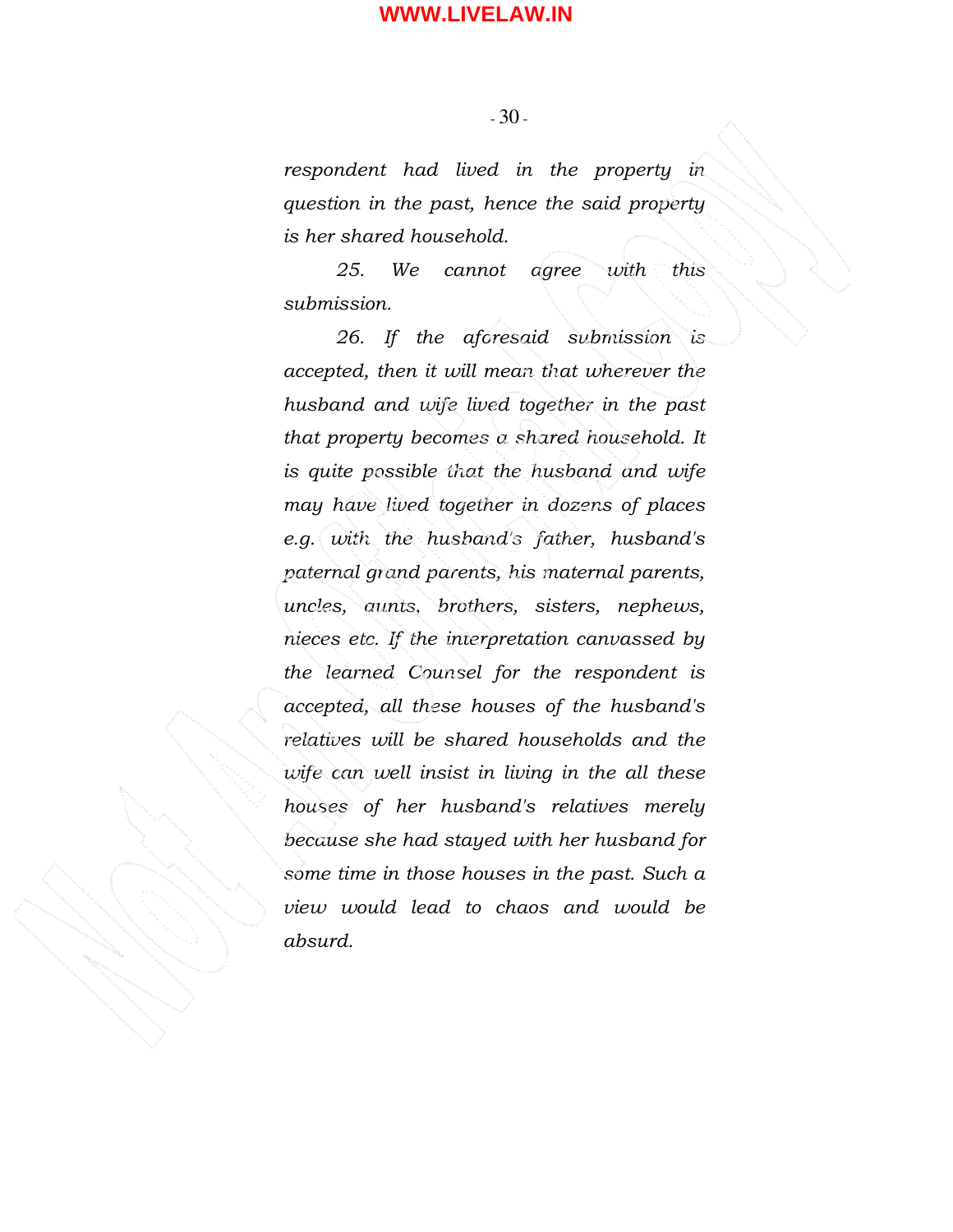*respondent had lived in the property in question in the past, hence the said property is her shared household.*

*25. We cannot agree with this submission.*

*26. If the aforesaid submission is accepted, then it will mean that wherever the husband and wife lived together in the past that property becomes a shared household. It is quite possible that the husband and wife may have lived together in dozens of places e.g. with the husband's father, husband's paternal grand parents, his maternal parents, uncles, aunts, brothers, sisters, nephews, nieces etc. If the interpretation canvassed by the learned Counsel for the respondent is accepted, all these houses of the husband's relatives will be shared households and the wife can well insist in living in the all these houses of her husband's relatives merely because she had stayed with her husband for some time in those houses in the past. Such a view would lead to chaos and would be absurd.*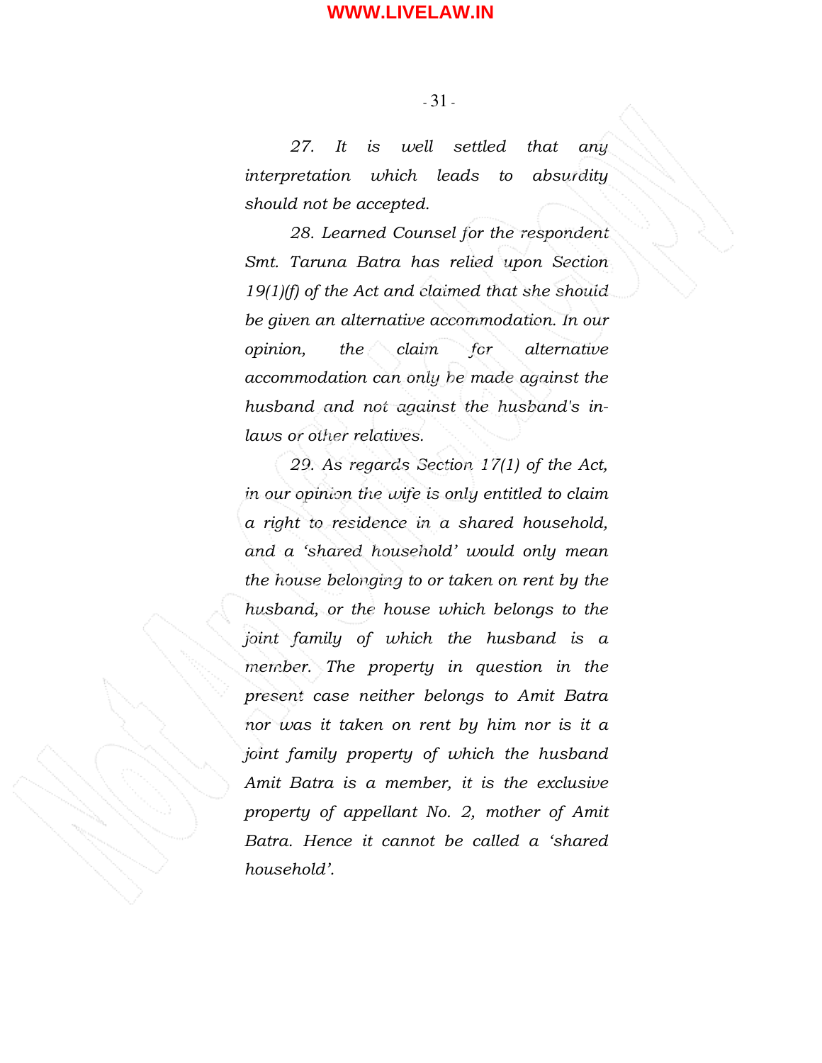*27. It is well settled that any interpretation which leads to absurdity should not be accepted.*

*28. Learned Counsel for the respondent Smt. Taruna Batra has relied upon Section 19(1)(f) of the Act and claimed that she should be given an alternative accommodation. In our opinion, the claim for alternative accommodation can only be made against the husband and not against the husband's in-laws or other relatives.*

*29. As regards Section 17(1) of the Act, in our opinion the wife is only entitled to claim a right to residence in a shared household, and a 'shared household' would only mean the house belonging to or taken on rent by the husband, or the house which belongs to the joint family of which the husband is a member. The property in question in the present case neither belongs to Amit Batra nor was it taken on rent by him nor is it a joint family property of which the husband Amit Batra is a member, it is the exclusive property of appellant No. 2, mother of Amit Batra. Hence it cannot be called a 'shared household'.*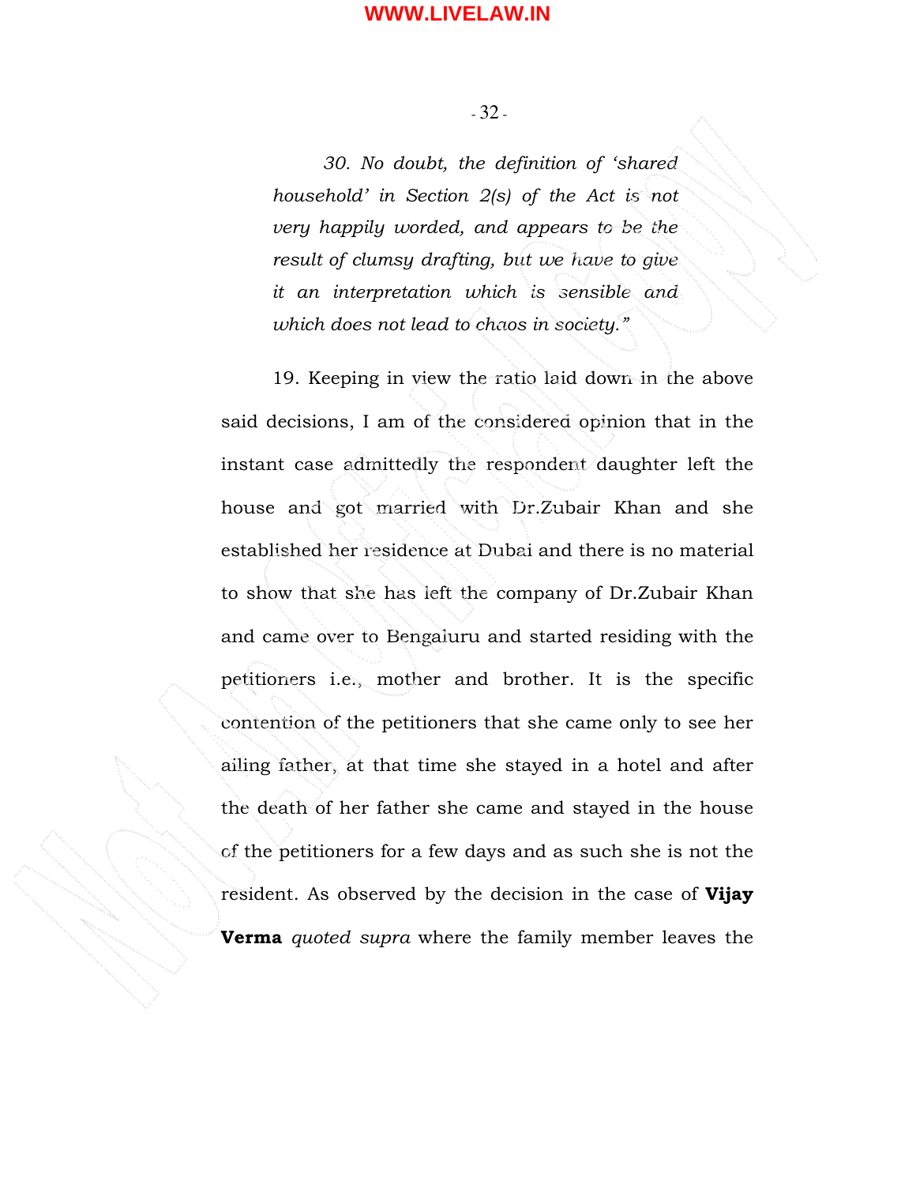> *30. No doubt, the definition of 'shared household' in Section 2(s) of the Act is not very happily worded, and appears to be the result of clumsy drafting, but we have to give it an interpretation which is sensible and which does not lead to chaos in society."*

19. Keeping in view the ratio laid down in the above said decisions, I am of the considered opinion that in the instant case admittedly the respondent daughter left the house and got married with Dr.Zubair Khan and she established her residence at Dubai and there is no material to show that she has left the company of Dr.Zubair Khan and came over to Bengaluru and started residing with the petitioners i.e., mother and brother. It is the specific contention of the petitioners that she came only to see her ailing father, at that time she stayed in a hotel and after the death of her father she came and stayed in the house of the petitioners for a few days and as such she is not the resident. As observed by the decision in the case of **Vijay Verma** *quoted supra* where the family member leaves the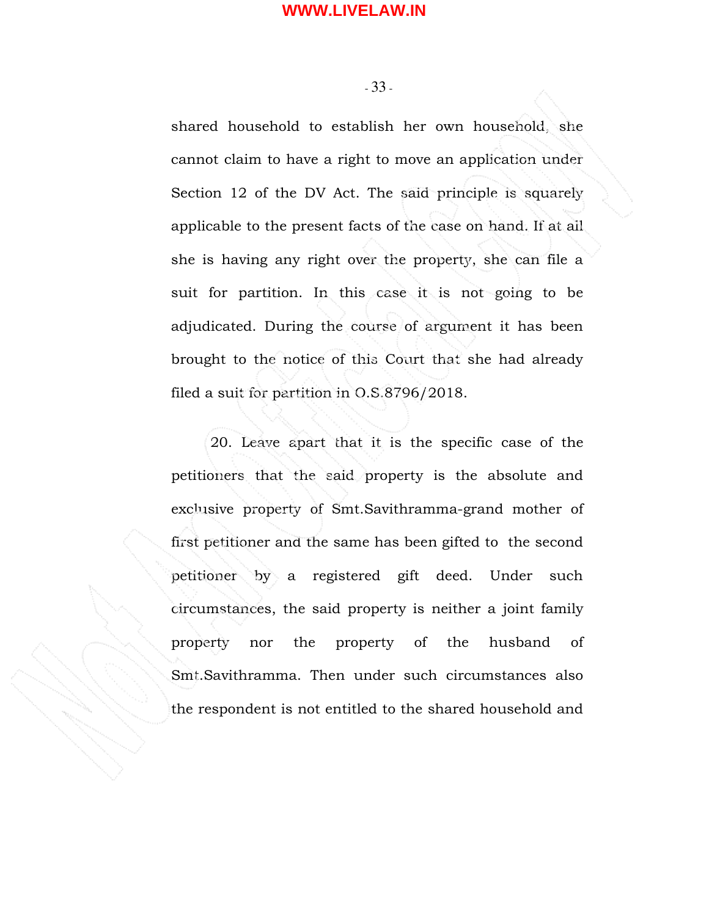shared household to establish her own household, she cannot claim to have a right to move an application under Section 12 of the DV Act. The said principle is squarely applicable to the present facts of the case on hand. If at all she is having any right over the property, she can file a suit for partition. In this case it is not going to be adjudicated. During the course of argument it has been brought to the notice of this Court that she had already filed a suit for partition in O.S.8796/2018.

20. Leave apart that it is the specific case of the petitioners that the said property is the absolute and exclusive property of Smt.Savithramma-grand mother of first petitioner and the same has been gifted to the second petitioner by a registered gift deed. Under such circumstances, the said property is neither a joint family property nor the property of the husband of Smt.Savithramma. Then under such circumstances also the respondent is not entitled to the shared household and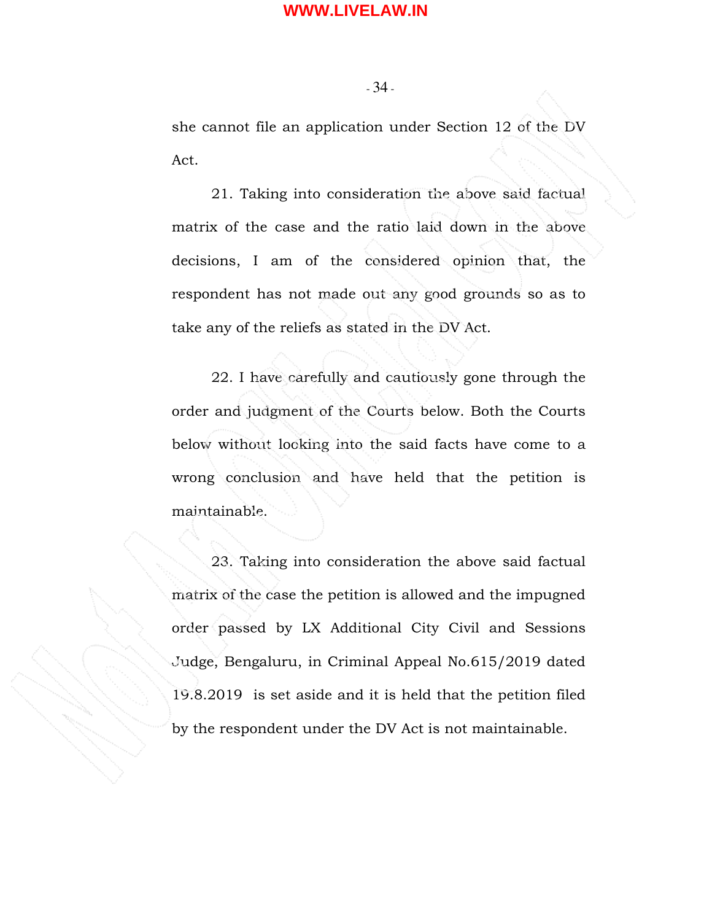she cannot file an application under Section 12 of the DV Act.

21. Taking into consideration the above said factual matrix of the case and the ratio laid down in the above decisions, I am of the considered opinion that, the respondent has not made out any good grounds so as to take any of the reliefs as stated in the DV Act.

22. I have carefully and cautiously gone through the order and judgment of the Courts below. Both the Courts below without looking into the said facts have come to a wrong conclusion and have held that the petition is maintainable.

23. Taking into consideration the above said factual matrix of the case the petition is allowed and the impugned order passed by LX Additional City Civil and Sessions Judge, Bengaluru, in Criminal Appeal No.615/2019 dated 19.8.2019 is set aside and it is held that the petition filed by the respondent under the DV Act is not maintainable.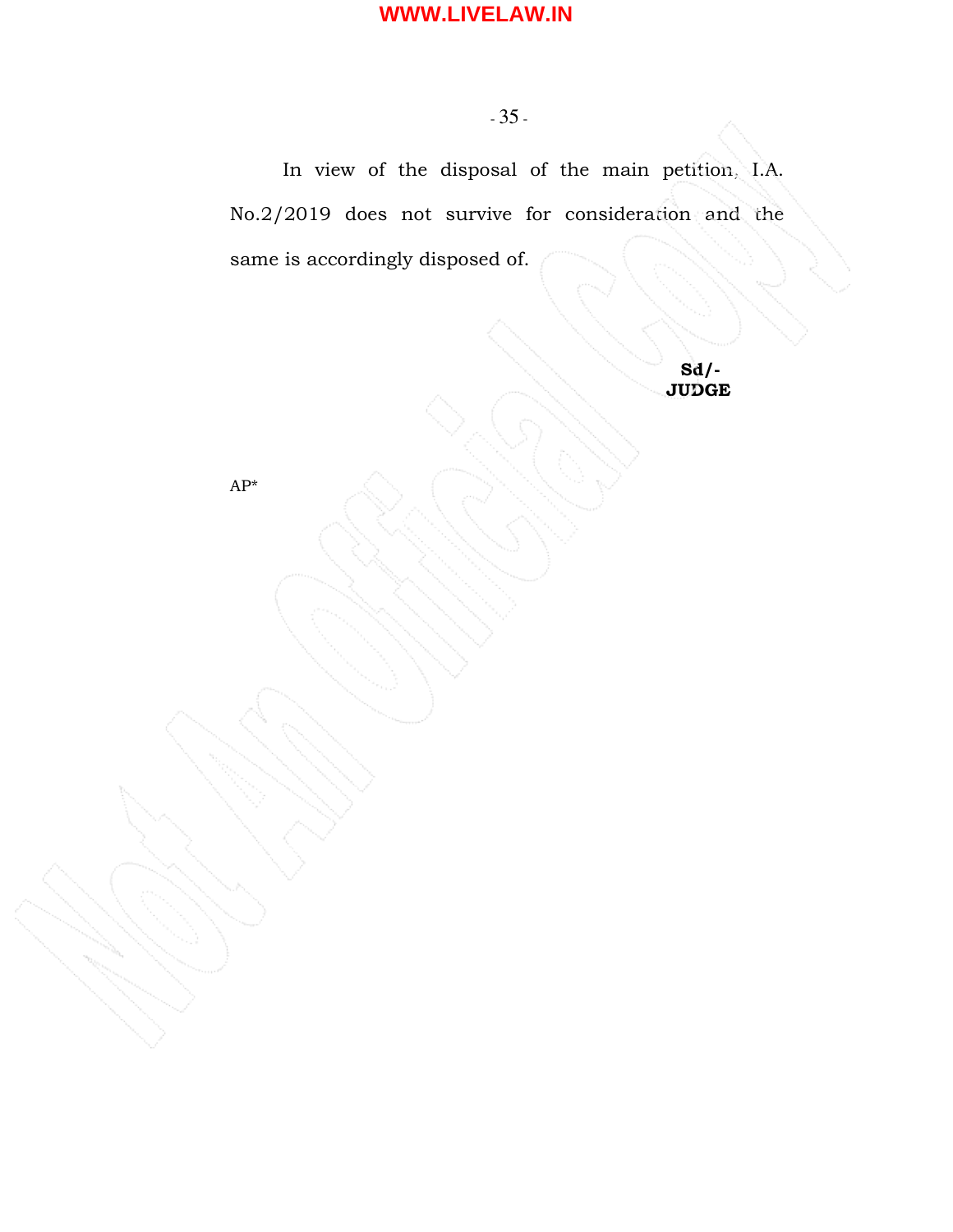In view of the disposal of the main petition, I.A. No.2/2019 does not survive for consideration and the same is accordingly disposed of.

**Sd/-**
**JUDGE**

AP*